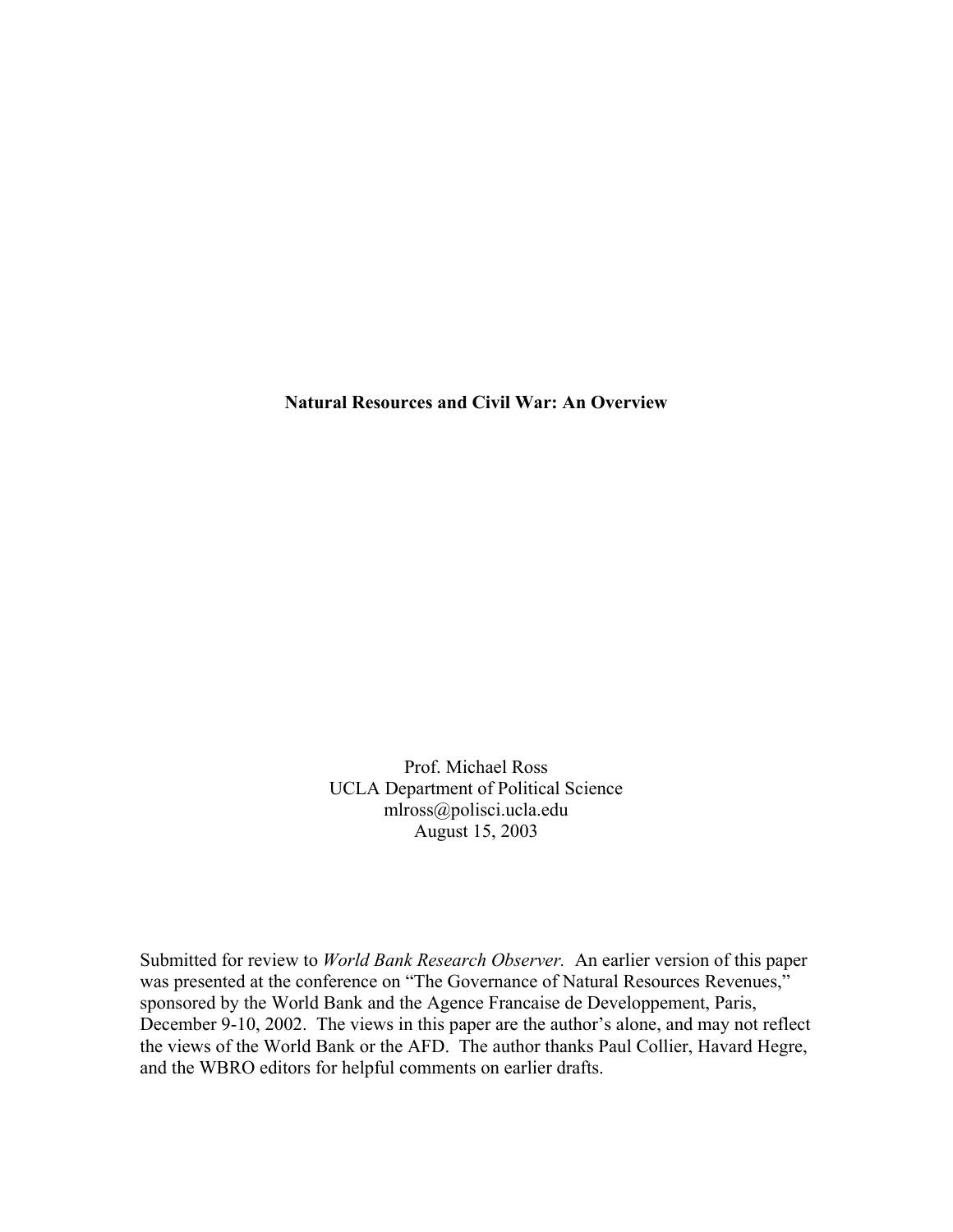# Natural Resources and Civil War: An Overview

Prof. Michael Ross
UCLA Department of Political Science
mlross@polisci.ucla.edu
August 15, 2003

Submitted for review to *World Bank Research Observer.* An earlier version of this paper was presented at the conference on "The Governance of Natural Resources Revenues," sponsored by the World Bank and the Agence Francaise de Developpement, Paris, December 9-10, 2002. The views in this paper are the author's alone, and may not reflect the views of the World Bank or the AFD. The author thanks Paul Collier, Havard Hegre, and the WBRO editors for helpful comments on earlier drafts.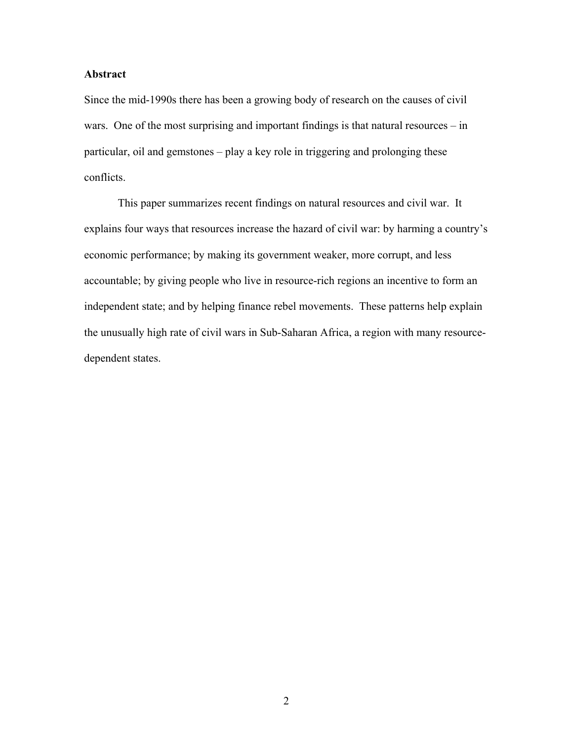**Abstract**

Since the mid-1990s there has been a growing body of research on the causes of civil wars. One of the most surprising and important findings is that natural resources – in particular, oil and gemstones – play a key role in triggering and prolonging these conflicts.

This paper summarizes recent findings on natural resources and civil war. It explains four ways that resources increase the hazard of civil war: by harming a country's economic performance; by making its government weaker, more corrupt, and less accountable; by giving people who live in resource-rich regions an incentive to form an independent state; and by helping finance rebel movements. These patterns help explain the unusually high rate of civil wars in Sub-Saharan Africa, a region with many resource-dependent states.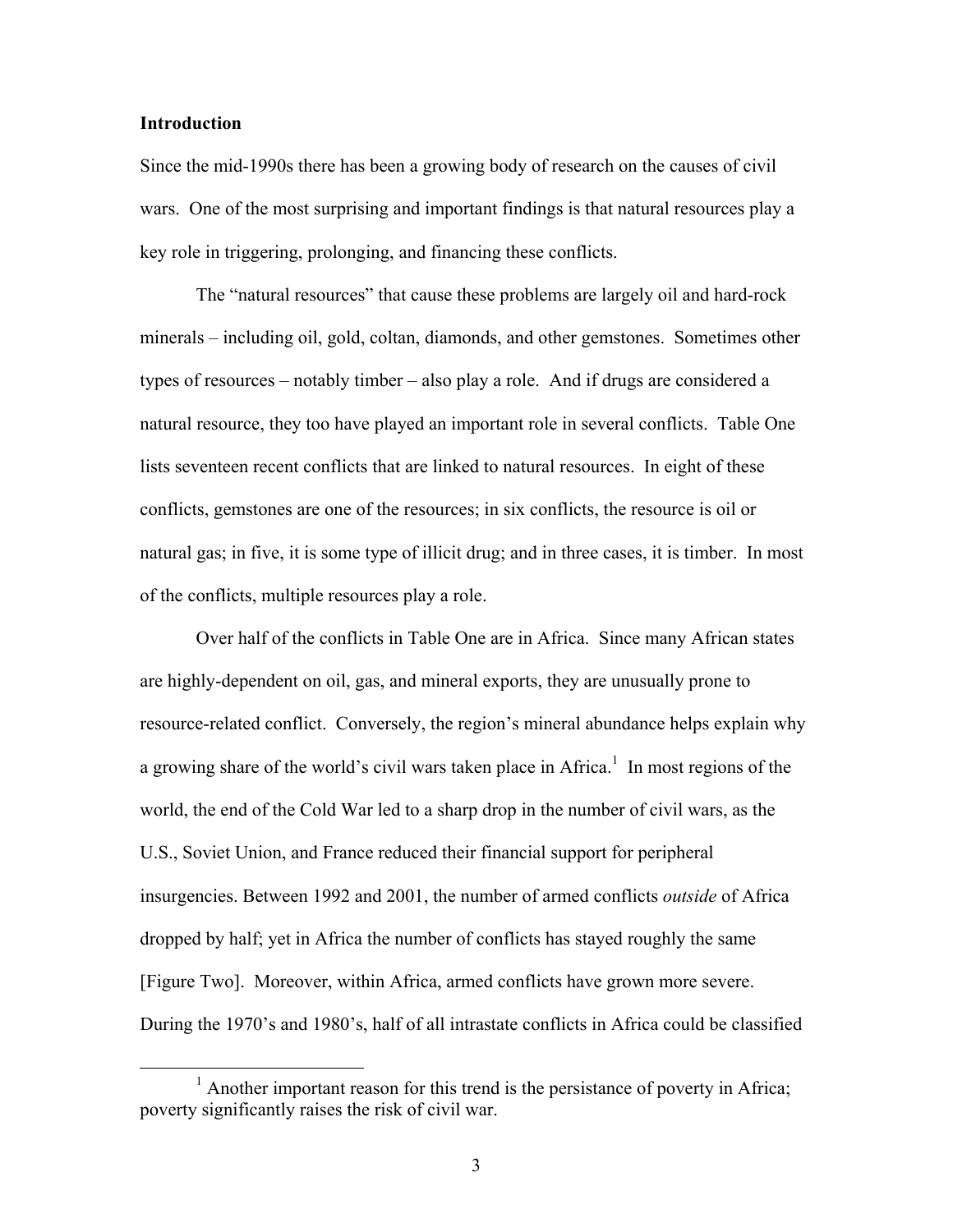**Introduction**

Since the mid-1990s there has been a growing body of research on the causes of civil wars. One of the most surprising and important findings is that natural resources play a key role in triggering, prolonging, and financing these conflicts.

The "natural resources" that cause these problems are largely oil and hard-rock minerals – including oil, gold, coltan, diamonds, and other gemstones. Sometimes other types of resources – notably timber – also play a role. And if drugs are considered a natural resource, they too have played an important role in several conflicts. Table One lists seventeen recent conflicts that are linked to natural resources. In eight of these conflicts, gemstones are one of the resources; in six conflicts, the resource is oil or natural gas; in five, it is some type of illicit drug; and in three cases, it is timber. In most of the conflicts, multiple resources play a role.

Over half of the conflicts in Table One are in Africa. Since many African states are highly-dependent on oil, gas, and mineral exports, they are unusually prone to resource-related conflict. Conversely, the region's mineral abundance helps explain why a growing share of the world's civil wars taken place in Africa.[1] In most regions of the world, the end of the Cold War led to a sharp drop in the number of civil wars, as the U.S., Soviet Union, and France reduced their financial support for peripheral insurgencies. Between 1992 and 2001, the number of armed conflicts *outside* of Africa dropped by half; yet in Africa the number of conflicts has stayed roughly the same [Figure Two]. Moreover, within Africa, armed conflicts have grown more severe. During the 1970's and 1980's, half of all intrastate conflicts in Africa could be classified

[1] Another important reason for this trend is the persistance of poverty in Africa; poverty significantly raises the risk of civil war.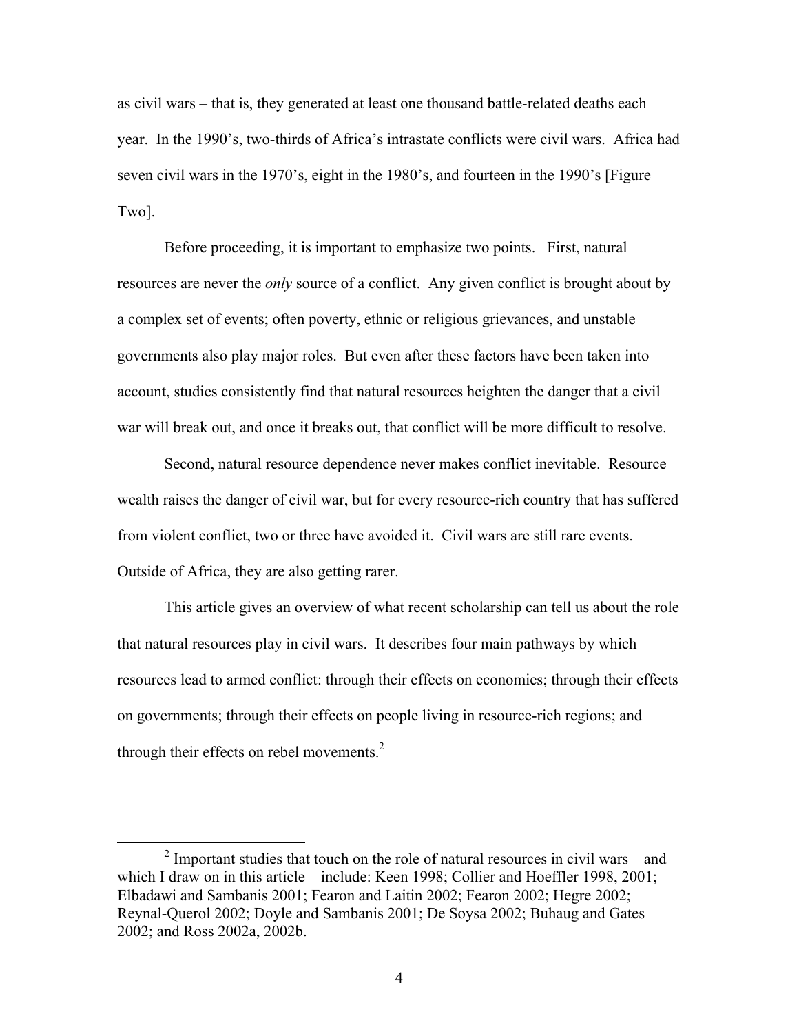as civil wars – that is, they generated at least one thousand battle-related deaths each year. In the 1990's, two-thirds of Africa's intrastate conflicts were civil wars. Africa had seven civil wars in the 1970's, eight in the 1980's, and fourteen in the 1990's [Figure Two].

Before proceeding, it is important to emphasize two points. First, natural resources are never the *only* source of a conflict. Any given conflict is brought about by a complex set of events; often poverty, ethnic or religious grievances, and unstable governments also play major roles. But even after these factors have been taken into account, studies consistently find that natural resources heighten the danger that a civil war will break out, and once it breaks out, that conflict will be more difficult to resolve.

Second, natural resource dependence never makes conflict inevitable. Resource wealth raises the danger of civil war, but for every resource-rich country that has suffered from violent conflict, two or three have avoided it. Civil wars are still rare events. Outside of Africa, they are also getting rarer.

This article gives an overview of what recent scholarship can tell us about the role that natural resources play in civil wars. It describes four main pathways by which resources lead to armed conflict: through their effects on economies; through their effects on governments; through their effects on people living in resource-rich regions; and through their effects on rebel movements.[2]

---

[2] Important studies that touch on the role of natural resources in civil wars – and which I draw on in this article – include: Keen 1998; Collier and Hoeffler 1998, 2001; Elbadawi and Sambanis 2001; Fearon and Laitin 2002; Fearon 2002; Hegre 2002; Reynal-Querol 2002; Doyle and Sambanis 2001; De Soysa 2002; Buhaug and Gates 2002; and Ross 2002a, 2002b.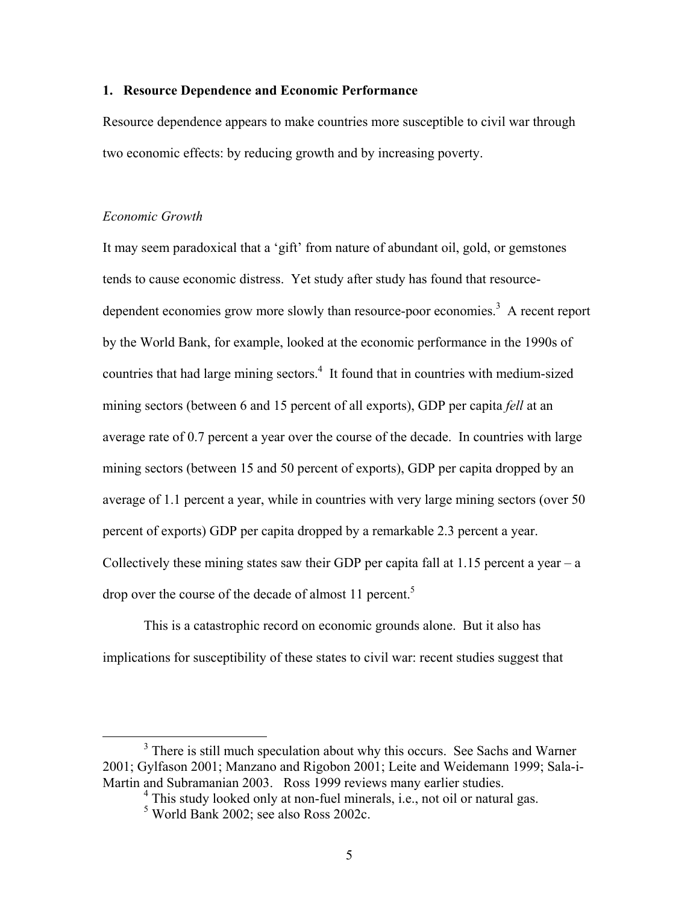## 1. Resource Dependence and Economic Performance

Resource dependence appears to make countries more susceptible to civil war through two economic effects: by reducing growth and by increasing poverty.

*Economic Growth*

It may seem paradoxical that a 'gift' from nature of abundant oil, gold, or gemstones tends to cause economic distress. Yet study after study has found that resource-dependent economies grow more slowly than resource-poor economies.[3] A recent report by the World Bank, for example, looked at the economic performance in the 1990s of countries that had large mining sectors.[4] It found that in countries with medium-sized mining sectors (between 6 and 15 percent of all exports), GDP per capita *fell* at an average rate of 0.7 percent a year over the course of the decade. In countries with large mining sectors (between 15 and 50 percent of exports), GDP per capita dropped by an average of 1.1 percent a year, while in countries with very large mining sectors (over 50 percent of exports) GDP per capita dropped by a remarkable 2.3 percent a year. Collectively these mining states saw their GDP per capita fall at 1.15 percent a year – a drop over the course of the decade of almost 11 percent.[5]

This is a catastrophic record on economic grounds alone. But it also has implications for susceptibility of these states to civil war: recent studies suggest that

---

[3] There is still much speculation about why this occurs. See Sachs and Warner 2001; Gylfason 2001; Manzano and Rigobon 2001; Leite and Weidemann 1999; Sala-i-Martin and Subramanian 2003. Ross 1999 reviews many earlier studies.

[4] This study looked only at non-fuel minerals, i.e., not oil or natural gas.

[5] World Bank 2002; see also Ross 2002c.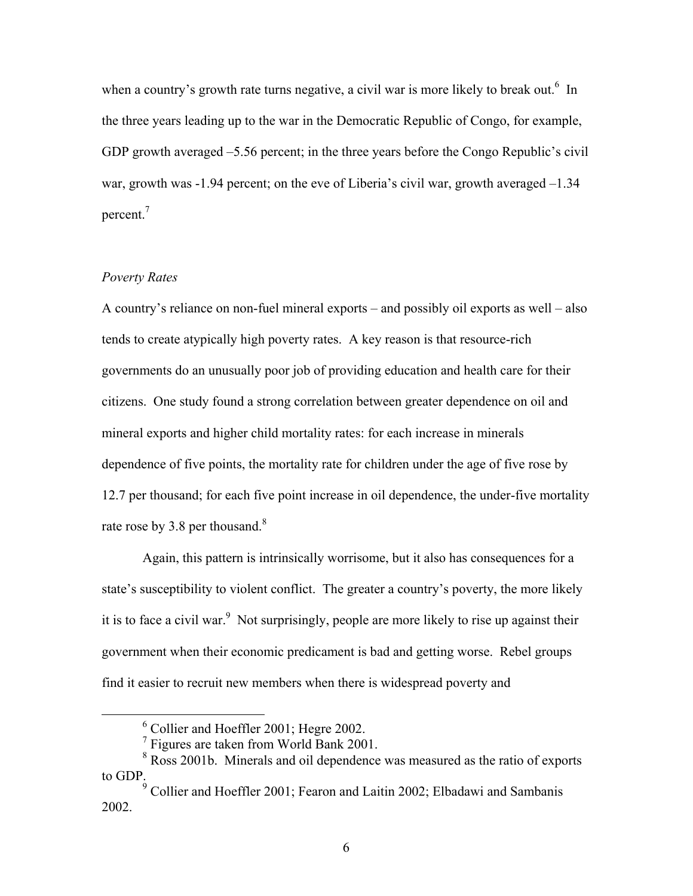when a country's growth rate turns negative, a civil war is more likely to break out.[6] In the three years leading up to the war in the Democratic Republic of Congo, for example, GDP growth averaged –5.56 percent; in the three years before the Congo Republic's civil war, growth was -1.94 percent; on the eve of Liberia's civil war, growth averaged –1.34 percent.[7]

*Poverty Rates*

A country's reliance on non-fuel mineral exports – and possibly oil exports as well – also tends to create atypically high poverty rates. A key reason is that resource-rich governments do an unusually poor job of providing education and health care for their citizens. One study found a strong correlation between greater dependence on oil and mineral exports and higher child mortality rates: for each increase in minerals dependence of five points, the mortality rate for children under the age of five rose by 12.7 per thousand; for each five point increase in oil dependence, the under-five mortality rate rose by 3.8 per thousand.[8]

Again, this pattern is intrinsically worrisome, but it also has consequences for a state's susceptibility to violent conflict. The greater a country's poverty, the more likely it is to face a civil war.[9] Not surprisingly, people are more likely to rise up against their government when their economic predicament is bad and getting worse. Rebel groups find it easier to recruit new members when there is widespread poverty and

---

[6] Collier and Hoeffler 2001; Hegre 2002.

[7] Figures are taken from World Bank 2001.

[8] Ross 2001b. Minerals and oil dependence was measured as the ratio of exports to GDP.

[9] Collier and Hoeffler 2001; Fearon and Laitin 2002; Elbadawi and Sambanis 2002.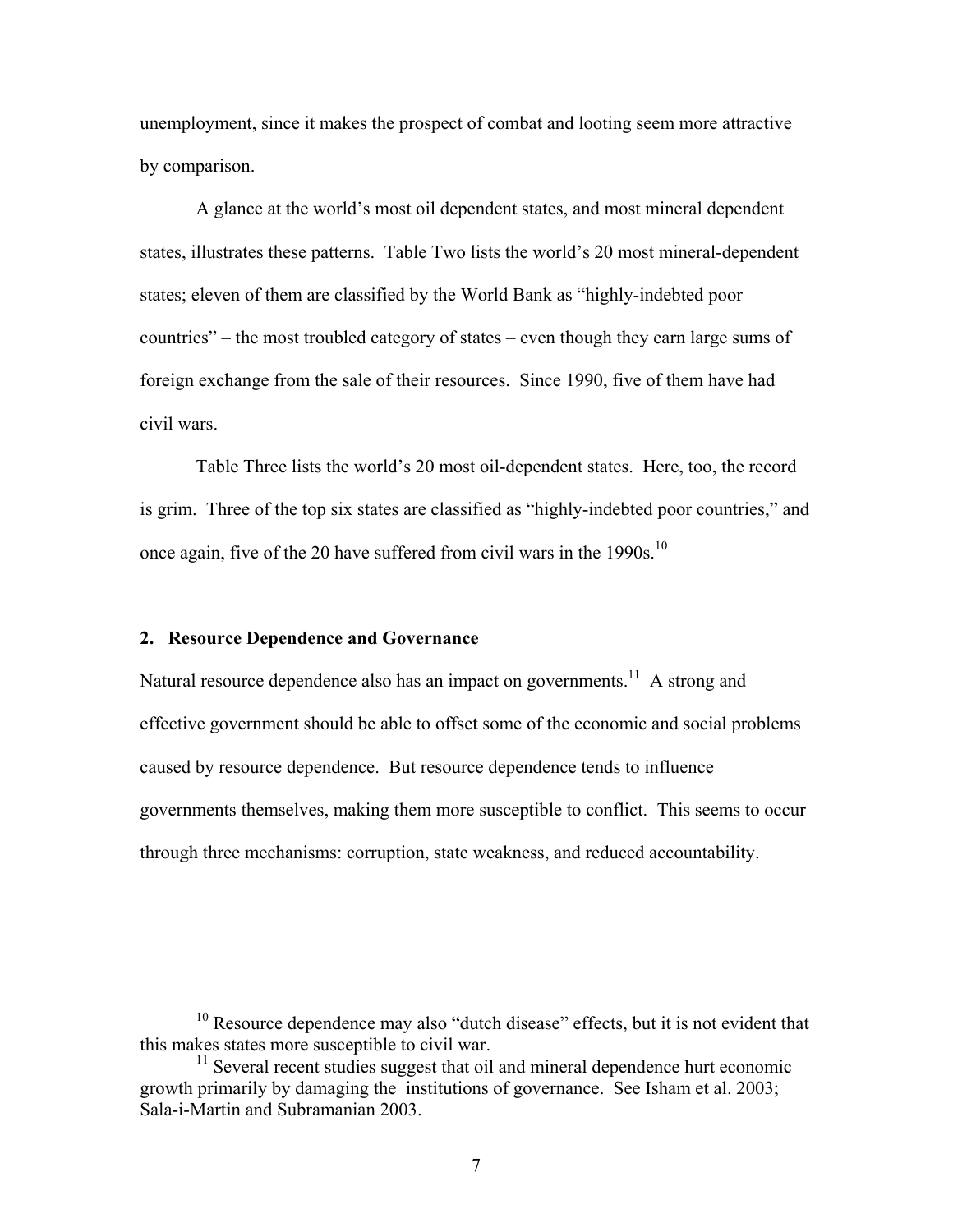unemployment, since it makes the prospect of combat and looting seem more attractive by comparison.

A glance at the world's most oil dependent states, and most mineral dependent states, illustrates these patterns. Table Two lists the world's 20 most mineral-dependent states; eleven of them are classified by the World Bank as "highly-indebted poor countries" – the most troubled category of states – even though they earn large sums of foreign exchange from the sale of their resources. Since 1990, five of them have had civil wars.

Table Three lists the world's 20 most oil-dependent states. Here, too, the record is grim. Three of the top six states are classified as "highly-indebted poor countries," and once again, five of the 20 have suffered from civil wars in the 1990s.[10]

## 2. Resource Dependence and Governance

Natural resource dependence also has an impact on governments.[11] A strong and effective government should be able to offset some of the economic and social problems caused by resource dependence. But resource dependence tends to influence governments themselves, making them more susceptible to conflict. This seems to occur through three mechanisms: corruption, state weakness, and reduced accountability.

---

[10] Resource dependence may also "dutch disease" effects, but it is not evident that this makes states more susceptible to civil war.

[11] Several recent studies suggest that oil and mineral dependence hurt economic growth primarily by damaging the institutions of governance. See Isham et al. 2003; Sala-i-Martin and Subramanian 2003.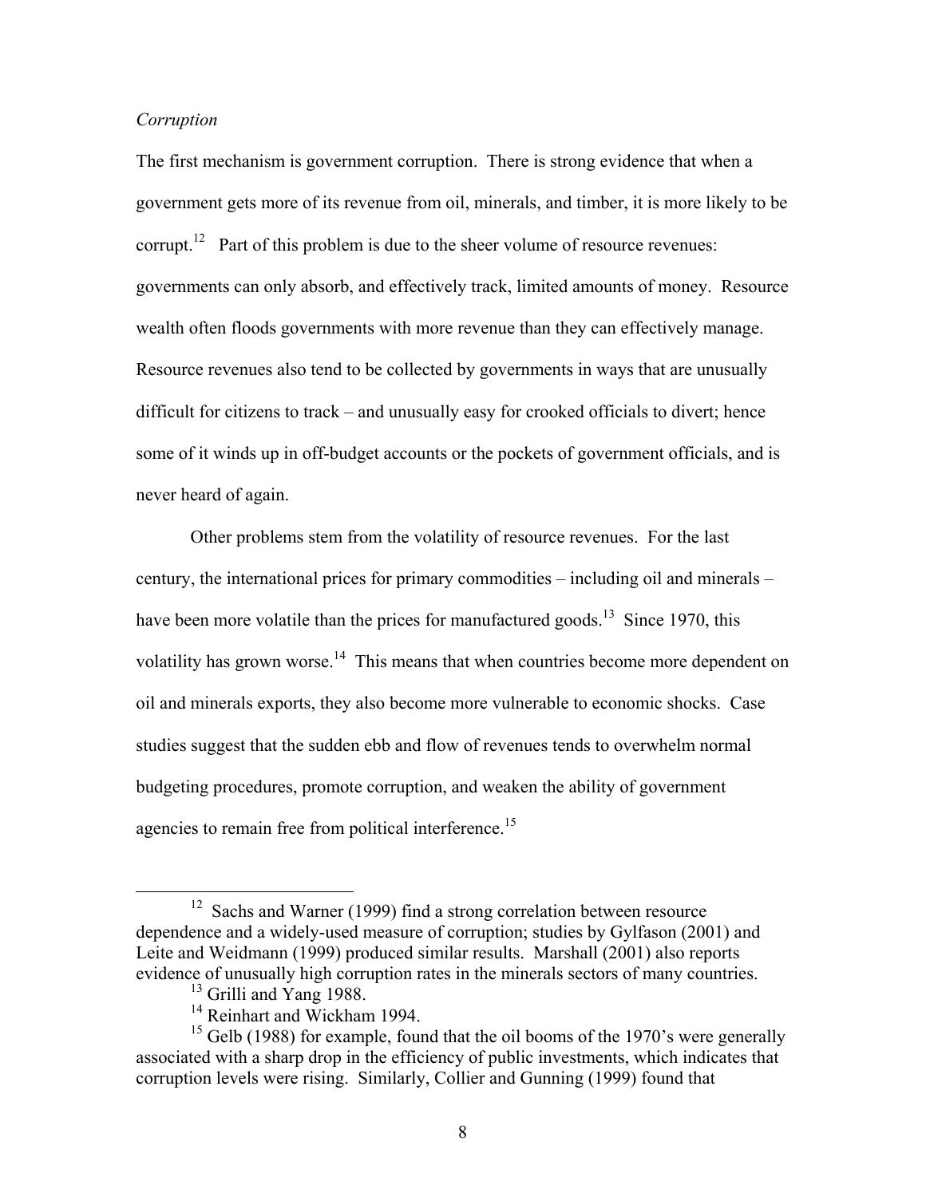*Corruption*

The first mechanism is government corruption. There is strong evidence that when a government gets more of its revenue from oil, minerals, and timber, it is more likely to be corrupt.[12] Part of this problem is due to the sheer volume of resource revenues: governments can only absorb, and effectively track, limited amounts of money. Resource wealth often floods governments with more revenue than they can effectively manage. Resource revenues also tend to be collected by governments in ways that are unusually difficult for citizens to track – and unusually easy for crooked officials to divert; hence some of it winds up in off-budget accounts or the pockets of government officials, and is never heard of again.

Other problems stem from the volatility of resource revenues. For the last century, the international prices for primary commodities – including oil and minerals – have been more volatile than the prices for manufactured goods.[13] Since 1970, this volatility has grown worse.[14] This means that when countries become more dependent on oil and minerals exports, they also become more vulnerable to economic shocks. Case studies suggest that the sudden ebb and flow of revenues tends to overwhelm normal budgeting procedures, promote corruption, and weaken the ability of government agencies to remain free from political interference.[15]

---

[12] Sachs and Warner (1999) find a strong correlation between resource dependence and a widely-used measure of corruption; studies by Gylfason (2001) and Leite and Weidmann (1999) produced similar results. Marshall (2001) also reports evidence of unusually high corruption rates in the minerals sectors of many countries.

[13] Grilli and Yang 1988.

[14] Reinhart and Wickham 1994.

[15] Gelb (1988) for example, found that the oil booms of the 1970's were generally associated with a sharp drop in the efficiency of public investments, which indicates that corruption levels were rising. Similarly, Collier and Gunning (1999) found that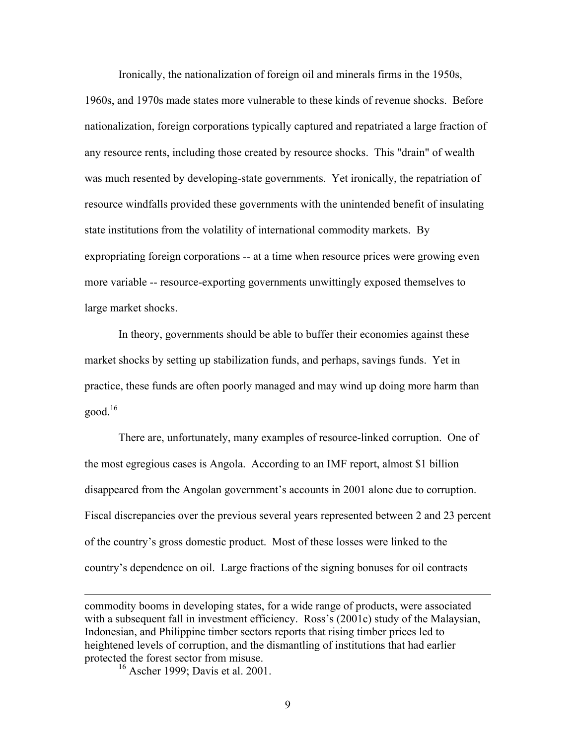Ironically, the nationalization of foreign oil and minerals firms in the 1950s, 1960s, and 1970s made states more vulnerable to these kinds of revenue shocks. Before nationalization, foreign corporations typically captured and repatriated a large fraction of any resource rents, including those created by resource shocks. This "drain" of wealth was much resented by developing-state governments. Yet ironically, the repatriation of resource windfalls provided these governments with the unintended benefit of insulating state institutions from the volatility of international commodity markets. By expropriating foreign corporations -- at a time when resource prices were growing even more variable -- resource-exporting governments unwittingly exposed themselves to large market shocks.

In theory, governments should be able to buffer their economies against these market shocks by setting up stabilization funds, and perhaps, savings funds. Yet in practice, these funds are often poorly managed and may wind up doing more harm than good.[16]

There are, unfortunately, many examples of resource-linked corruption. One of the most egregious cases is Angola. According to an IMF report, almost $1 billion disappeared from the Angolan government's accounts in 2001 alone due to corruption. Fiscal discrepancies over the previous several years represented between 2 and 23 percent of the country's gross domestic product. Most of these losses were linked to the country's dependence on oil. Large fractions of the signing bonuses for oil contracts

---

commodity booms in developing states, for a wide range of products, were associated with a subsequent fall in investment efficiency. Ross's (2001c) study of the Malaysian, Indonesian, and Philippine timber sectors reports that rising timber prices led to heightened levels of corruption, and the dismantling of institutions that had earlier protected the forest sector from misuse.

[16] Ascher 1999; Davis et al. 2001.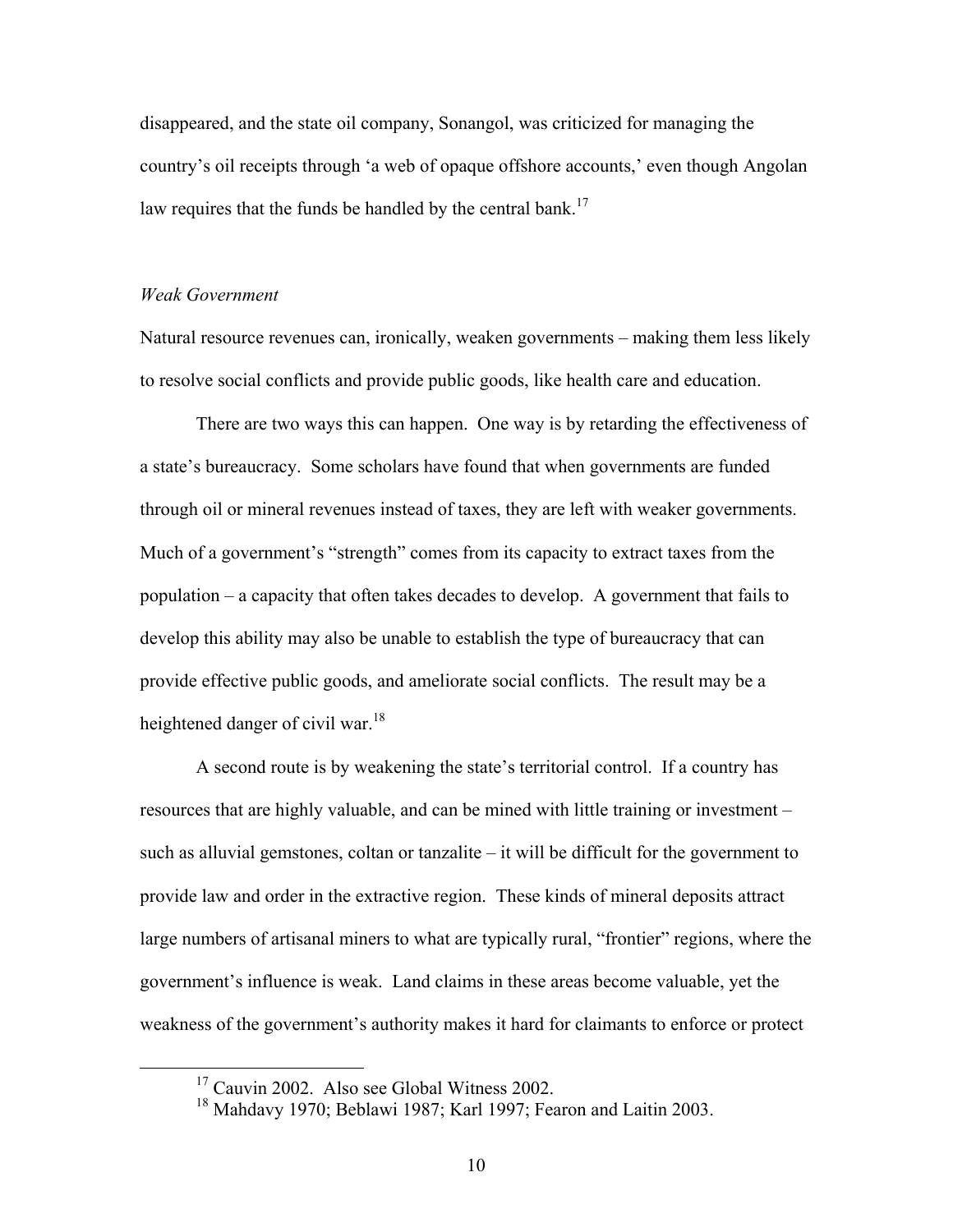disappeared, and the state oil company, Sonangol, was criticized for managing the country's oil receipts through 'a web of opaque offshore accounts,' even though Angolan law requires that the funds be handled by the central bank.[17]

*Weak Government*

Natural resource revenues can, ironically, weaken governments – making them less likely to resolve social conflicts and provide public goods, like health care and education.

There are two ways this can happen. One way is by retarding the effectiveness of a state's bureaucracy. Some scholars have found that when governments are funded through oil or mineral revenues instead of taxes, they are left with weaker governments. Much of a government's "strength" comes from its capacity to extract taxes from the population – a capacity that often takes decades to develop. A government that fails to develop this ability may also be unable to establish the type of bureaucracy that can provide effective public goods, and ameliorate social conflicts. The result may be a heightened danger of civil war.[18]

A second route is by weakening the state's territorial control. If a country has resources that are highly valuable, and can be mined with little training or investment – such as alluvial gemstones, coltan or tanzalite – it will be difficult for the government to provide law and order in the extractive region. These kinds of mineral deposits attract large numbers of artisanal miners to what are typically rural, "frontier" regions, where the government's influence is weak. Land claims in these areas become valuable, yet the weakness of the government's authority makes it hard for claimants to enforce or protect

---

[17] Cauvin 2002. Also see Global Witness 2002.

[18] Mahdavy 1970; Beblawi 1987; Karl 1997; Fearon and Laitin 2003.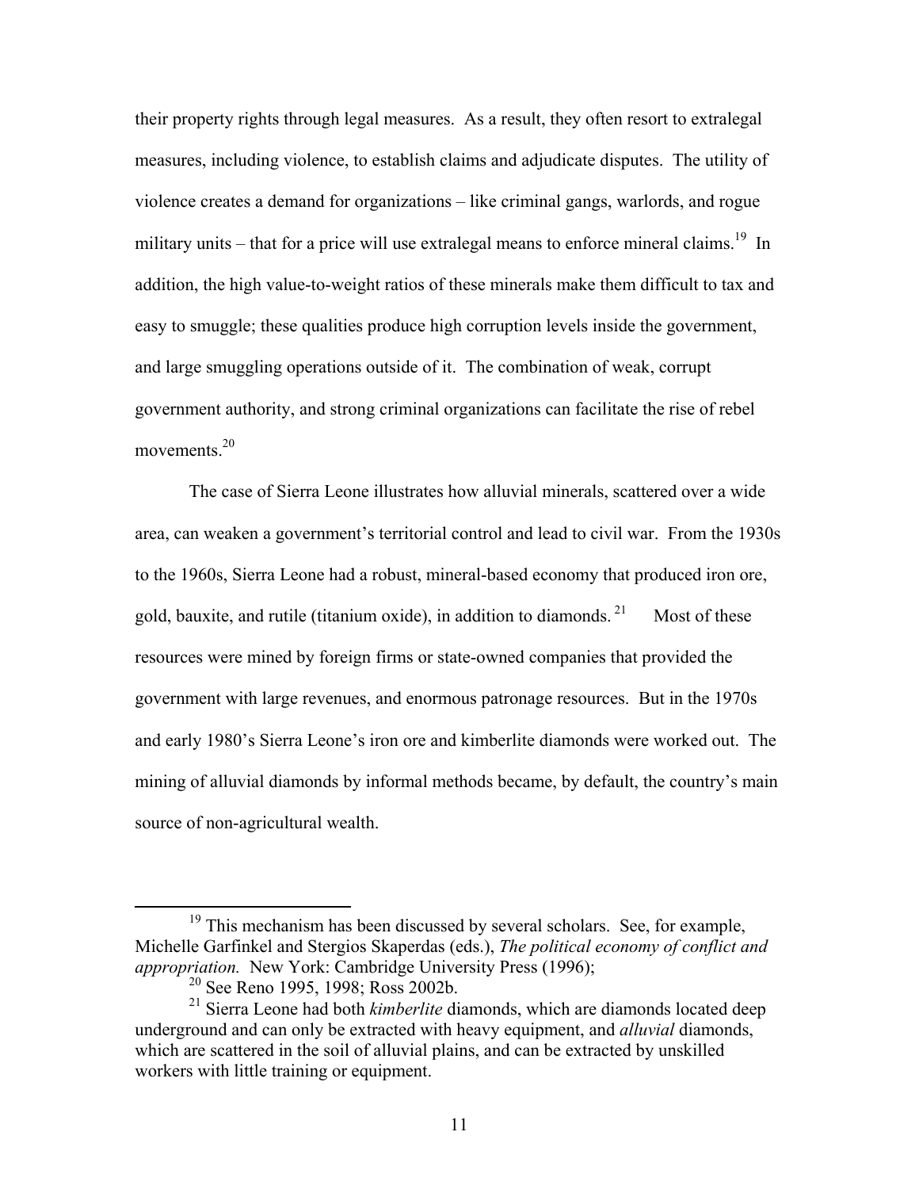their property rights through legal measures. As a result, they often resort to extralegal measures, including violence, to establish claims and adjudicate disputes. The utility of violence creates a demand for organizations – like criminal gangs, warlords, and rogue military units – that for a price will use extralegal means to enforce mineral claims.[19] In addition, the high value-to-weight ratios of these minerals make them difficult to tax and easy to smuggle; these qualities produce high corruption levels inside the government, and large smuggling operations outside of it. The combination of weak, corrupt government authority, and strong criminal organizations can facilitate the rise of rebel movements.[20]

The case of Sierra Leone illustrates how alluvial minerals, scattered over a wide area, can weaken a government's territorial control and lead to civil war. From the 1930s to the 1960s, Sierra Leone had a robust, mineral-based economy that produced iron ore, gold, bauxite, and rutile (titanium oxide), in addition to diamonds.[21] Most of these resources were mined by foreign firms or state-owned companies that provided the government with large revenues, and enormous patronage resources. But in the 1970s and early 1980's Sierra Leone's iron ore and kimberlite diamonds were worked out. The mining of alluvial diamonds by informal methods became, by default, the country's main source of non-agricultural wealth.

---

[19] This mechanism has been discussed by several scholars. See, for example, Michelle Garfinkel and Stergios Skaperdas (eds.), *The political economy of conflict and appropriation.* New York: Cambridge University Press (1996);

[20] See Reno 1995, 1998; Ross 2002b.

[21] Sierra Leone had both *kimberlite* diamonds, which are diamonds located deep underground and can only be extracted with heavy equipment, and *alluvial* diamonds, which are scattered in the soil of alluvial plains, and can be extracted by unskilled workers with little training or equipment.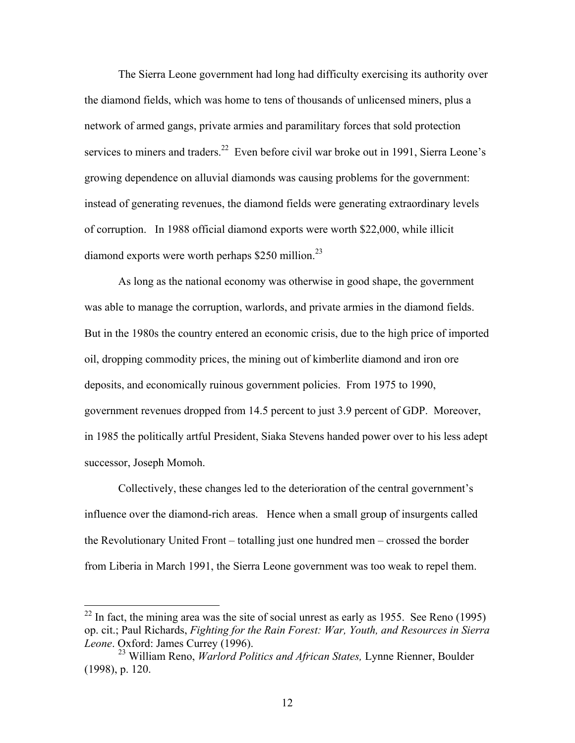The Sierra Leone government had long had difficulty exercising its authority over the diamond fields, which was home to tens of thousands of unlicensed miners, plus a network of armed gangs, private armies and paramilitary forces that sold protection services to miners and traders.[22] Even before civil war broke out in 1991, Sierra Leone's growing dependence on alluvial diamonds was causing problems for the government: instead of generating revenues, the diamond fields were generating extraordinary levels of corruption. In 1988 official diamond exports were worth $22,000, while illicit diamond exports were worth perhaps $250 million.[23]

As long as the national economy was otherwise in good shape, the government was able to manage the corruption, warlords, and private armies in the diamond fields. But in the 1980s the country entered an economic crisis, due to the high price of imported oil, dropping commodity prices, the mining out of kimberlite diamond and iron ore deposits, and economically ruinous government policies. From 1975 to 1990, government revenues dropped from 14.5 percent to just 3.9 percent of GDP. Moreover, in 1985 the politically artful President, Siaka Stevens handed power over to his less adept successor, Joseph Momoh.

Collectively, these changes led to the deterioration of the central government's influence over the diamond-rich areas. Hence when a small group of insurgents called the Revolutionary United Front – totalling just one hundred men – crossed the border from Liberia in March 1991, the Sierra Leone government was too weak to repel them.

---

[22] In fact, the mining area was the site of social unrest as early as 1955. See Reno (1995) op. cit.; Paul Richards, *Fighting for the Rain Forest: War, Youth, and Resources in Sierra Leone*. Oxford: James Currey (1996).

[23] William Reno, *Warlord Politics and African States,* Lynne Rienner, Boulder (1998), p. 120.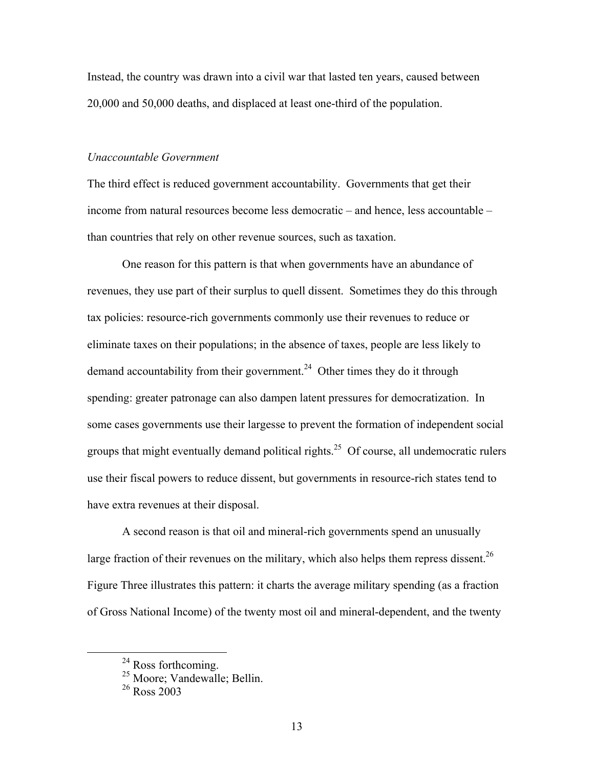Instead, the country was drawn into a civil war that lasted ten years, caused between 20,000 and 50,000 deaths, and displaced at least one-third of the population.

*Unaccountable Government*

The third effect is reduced government accountability. Governments that get their income from natural resources become less democratic – and hence, less accountable – than countries that rely on other revenue sources, such as taxation.

One reason for this pattern is that when governments have an abundance of revenues, they use part of their surplus to quell dissent. Sometimes they do this through tax policies: resource-rich governments commonly use their revenues to reduce or eliminate taxes on their populations; in the absence of taxes, people are less likely to demand accountability from their government.[24] Other times they do it through spending: greater patronage can also dampen latent pressures for democratization. In some cases governments use their largesse to prevent the formation of independent social groups that might eventually demand political rights.[25] Of course, all undemocratic rulers use their fiscal powers to reduce dissent, but governments in resource-rich states tend to have extra revenues at their disposal.

A second reason is that oil and mineral-rich governments spend an unusually large fraction of their revenues on the military, which also helps them repress dissent.[26] Figure Three illustrates this pattern: it charts the average military spending (as a fraction of Gross National Income) of the twenty most oil and mineral-dependent, and the twenty

---

[24] Ross forthcoming.

[25] Moore; Vandewalle; Bellin.

[26] Ross 2003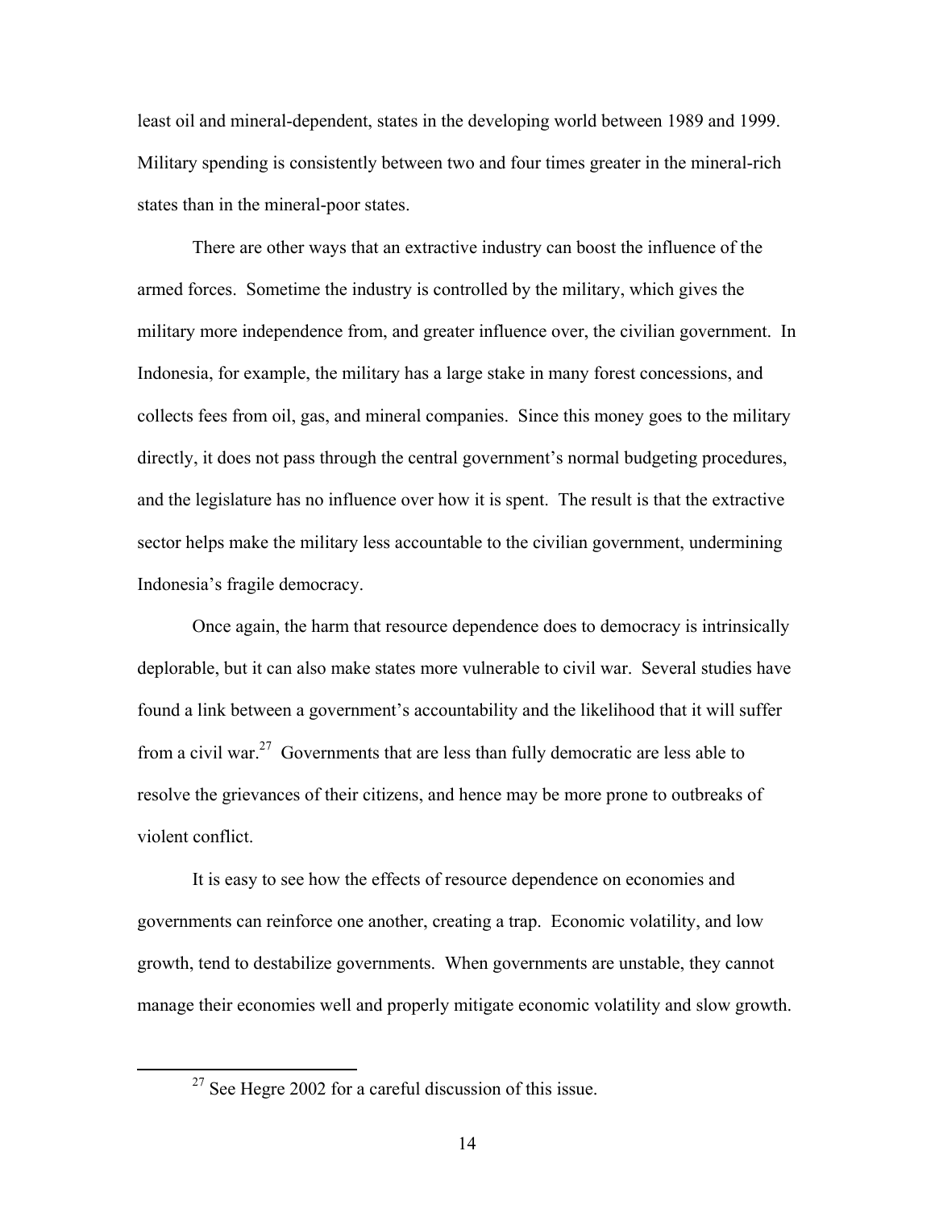least oil and mineral-dependent, states in the developing world between 1989 and 1999. Military spending is consistently between two and four times greater in the mineral-rich states than in the mineral-poor states.

There are other ways that an extractive industry can boost the influence of the armed forces. Sometime the industry is controlled by the military, which gives the military more independence from, and greater influence over, the civilian government. In Indonesia, for example, the military has a large stake in many forest concessions, and collects fees from oil, gas, and mineral companies. Since this money goes to the military directly, it does not pass through the central government's normal budgeting procedures, and the legislature has no influence over how it is spent. The result is that the extractive sector helps make the military less accountable to the civilian government, undermining Indonesia's fragile democracy.

Once again, the harm that resource dependence does to democracy is intrinsically deplorable, but it can also make states more vulnerable to civil war. Several studies have found a link between a government's accountability and the likelihood that it will suffer from a civil war.[27] Governments that are less than fully democratic are less able to resolve the grievances of their citizens, and hence may be more prone to outbreaks of violent conflict.

It is easy to see how the effects of resource dependence on economies and governments can reinforce one another, creating a trap. Economic volatility, and low growth, tend to destabilize governments. When governments are unstable, they cannot manage their economies well and properly mitigate economic volatility and slow growth.

---

[27] See Hegre 2002 for a careful discussion of this issue.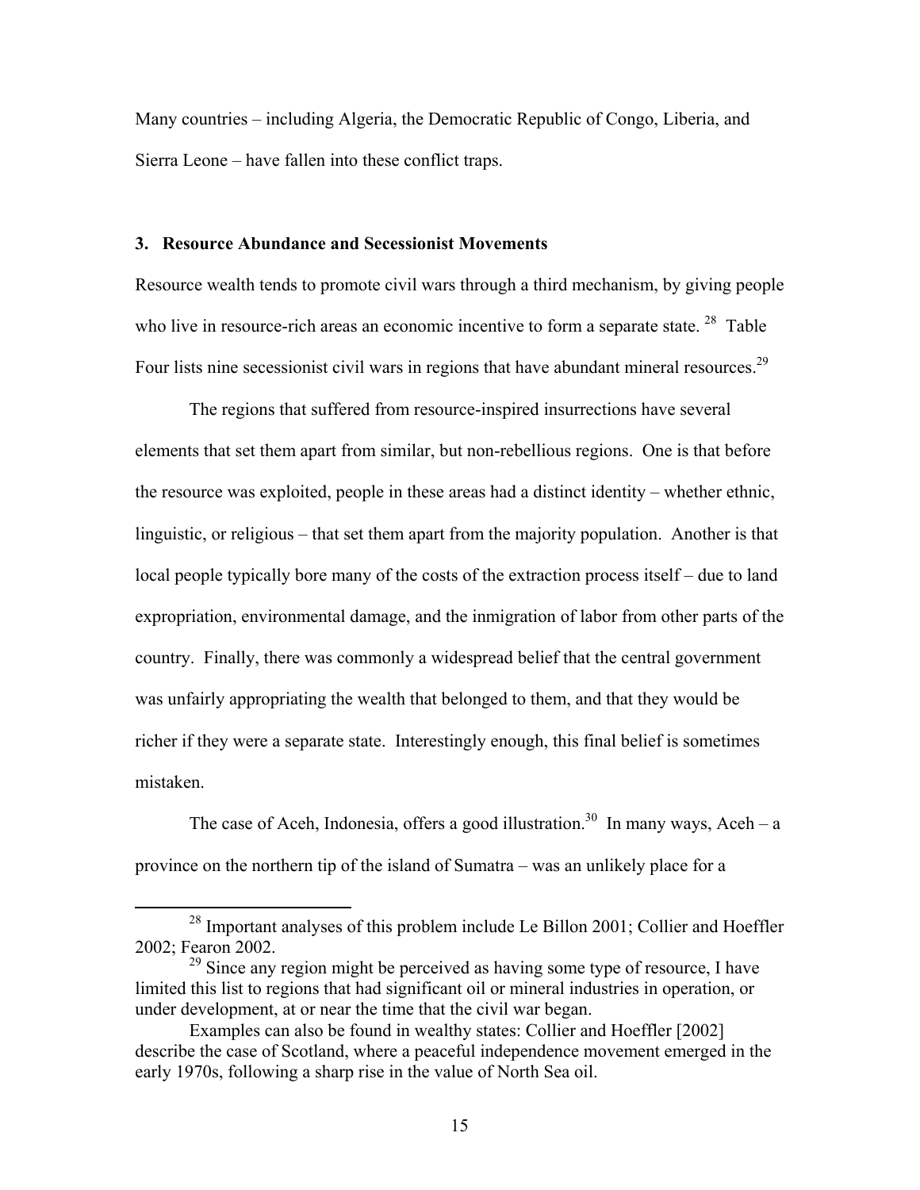Many countries – including Algeria, the Democratic Republic of Congo, Liberia, and Sierra Leone – have fallen into these conflict traps.

### 3. Resource Abundance and Secessionist Movements

Resource wealth tends to promote civil wars through a third mechanism, by giving people who live in resource-rich areas an economic incentive to form a separate state.[28] Table Four lists nine secessionist civil wars in regions that have abundant mineral resources.[29]

The regions that suffered from resource-inspired insurrections have several elements that set them apart from similar, but non-rebellious regions. One is that before the resource was exploited, people in these areas had a distinct identity – whether ethnic, linguistic, or religious – that set them apart from the majority population. Another is that local people typically bore many of the costs of the extraction process itself – due to land expropriation, environmental damage, and the inmigration of labor from other parts of the country. Finally, there was commonly a widespread belief that the central government was unfairly appropriating the wealth that belonged to them, and that they would be richer if they were a separate state. Interestingly enough, this final belief is sometimes mistaken.

The case of Aceh, Indonesia, offers a good illustration.[30] In many ways, Aceh – a province on the northern tip of the island of Sumatra – was an unlikely place for a

---

[28] Important analyses of this problem include Le Billon 2001; Collier and Hoeffler 2002; Fearon 2002.

[29] Since any region might be perceived as having some type of resource, I have limited this list to regions that had significant oil or mineral industries in operation, or under development, at or near the time that the civil war began.

Examples can also be found in wealthy states: Collier and Hoeffler [2002] describe the case of Scotland, where a peaceful independence movement emerged in the early 1970s, following a sharp rise in the value of North Sea oil.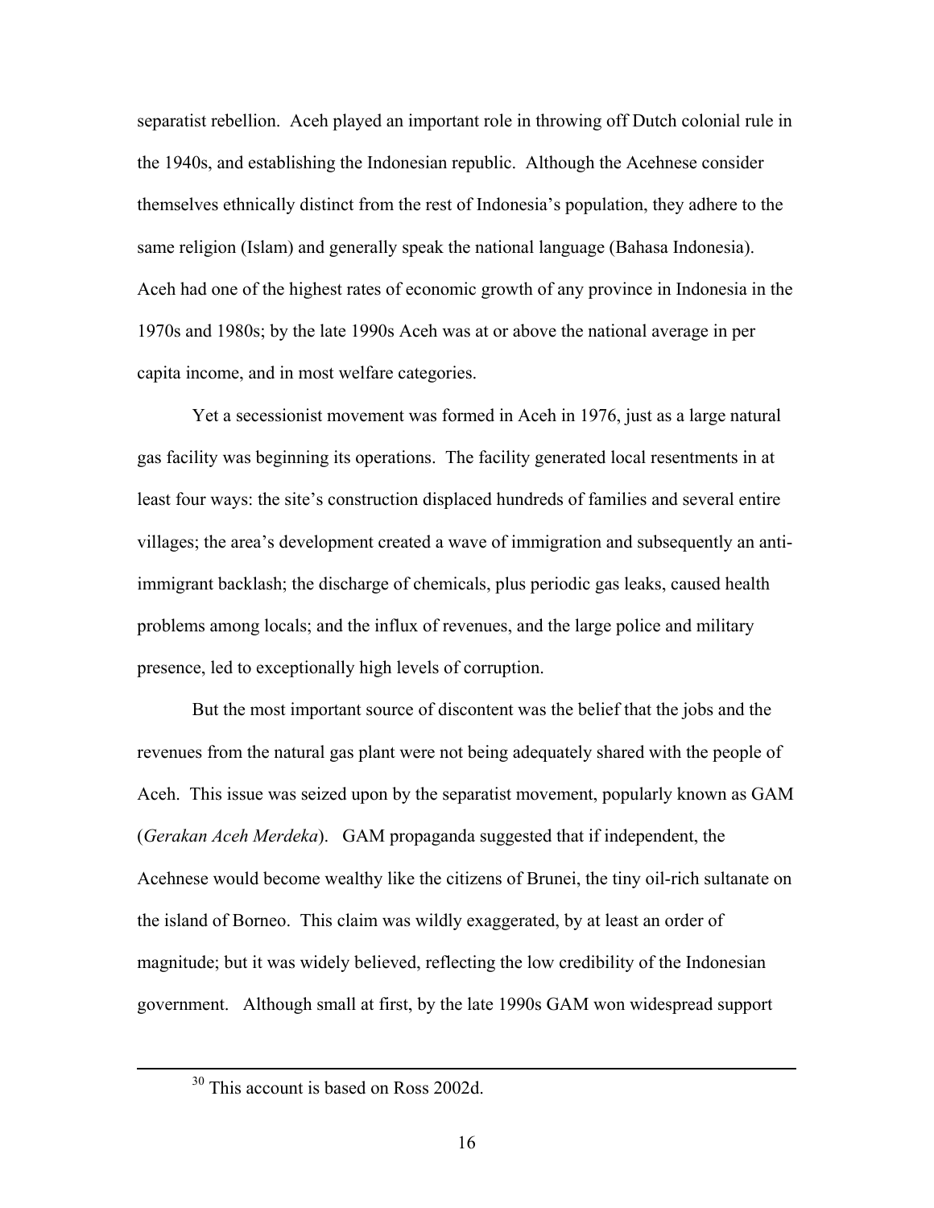separatist rebellion. Aceh played an important role in throwing off Dutch colonial rule in the 1940s, and establishing the Indonesian republic. Although the Acehnese consider themselves ethnically distinct from the rest of Indonesia's population, they adhere to the same religion (Islam) and generally speak the national language (Bahasa Indonesia). Aceh had one of the highest rates of economic growth of any province in Indonesia in the 1970s and 1980s; by the late 1990s Aceh was at or above the national average in per capita income, and in most welfare categories.

Yet a secessionist movement was formed in Aceh in 1976, just as a large natural gas facility was beginning its operations. The facility generated local resentments in at least four ways: the site's construction displaced hundreds of families and several entire villages; the area's development created a wave of immigration and subsequently an anti-immigrant backlash; the discharge of chemicals, plus periodic gas leaks, caused health problems among locals; and the influx of revenues, and the large police and military presence, led to exceptionally high levels of corruption.

But the most important source of discontent was the belief that the jobs and the revenues from the natural gas plant were not being adequately shared with the people of Aceh. This issue was seized upon by the separatist movement, popularly known as GAM (*Gerakan Aceh Merdeka*). GAM propaganda suggested that if independent, the Acehnese would become wealthy like the citizens of Brunei, the tiny oil-rich sultanate on the island of Borneo. This claim was wildly exaggerated, by at least an order of magnitude; but it was widely believed, reflecting the low credibility of the Indonesian government. Although small at first, by the late 1990s GAM won widespread support

---

[30] This account is based on Ross 2002d.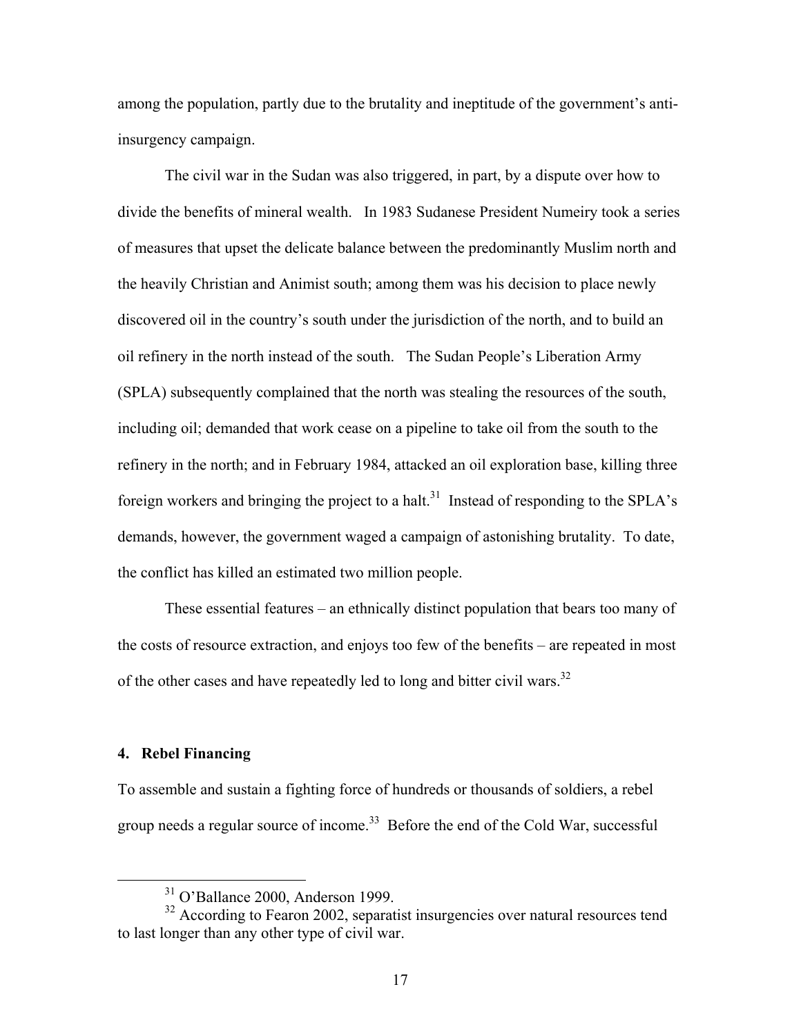among the population, partly due to the brutality and ineptitude of the government's anti-insurgency campaign.

The civil war in the Sudan was also triggered, in part, by a dispute over how to divide the benefits of mineral wealth. In 1983 Sudanese President Numeiry took a series of measures that upset the delicate balance between the predominantly Muslim north and the heavily Christian and Animist south; among them was his decision to place newly discovered oil in the country's south under the jurisdiction of the north, and to build an oil refinery in the north instead of the south. The Sudan People's Liberation Army (SPLA) subsequently complained that the north was stealing the resources of the south, including oil; demanded that work cease on a pipeline to take oil from the south to the refinery in the north; and in February 1984, attacked an oil exploration base, killing three foreign workers and bringing the project to a halt.[31] Instead of responding to the SPLA's demands, however, the government waged a campaign of astonishing brutality. To date, the conflict has killed an estimated two million people.

These essential features – an ethnically distinct population that bears too many of the costs of resource extraction, and enjoys too few of the benefits – are repeated in most of the other cases and have repeatedly led to long and bitter civil wars.[32]

## 4. Rebel Financing

To assemble and sustain a fighting force of hundreds or thousands of soldiers, a rebel group needs a regular source of income.[33] Before the end of the Cold War, successful

---

[31] O'Ballance 2000, Anderson 1999.

[32] According to Fearon 2002, separatist insurgencies over natural resources tend to last longer than any other type of civil war.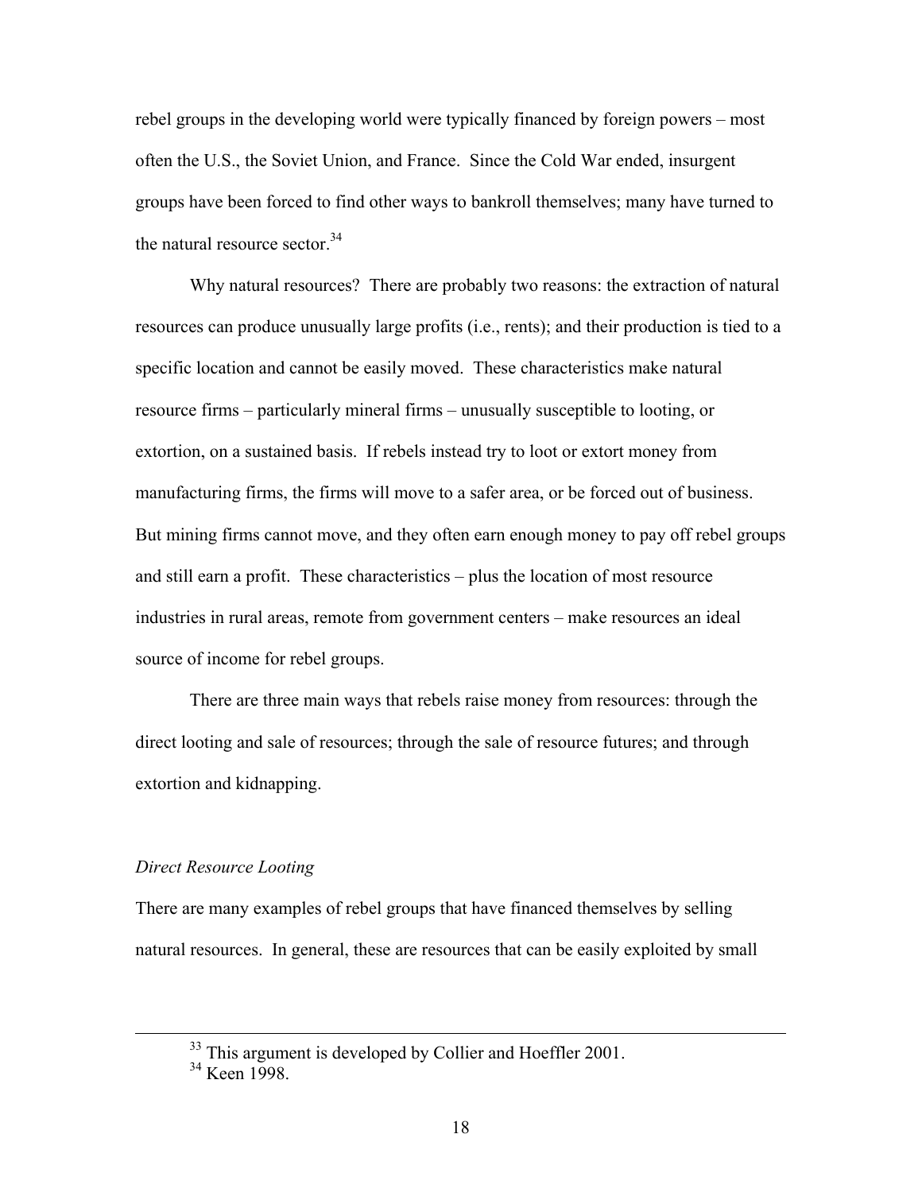rebel groups in the developing world were typically financed by foreign powers – most often the U.S., the Soviet Union, and France. Since the Cold War ended, insurgent groups have been forced to find other ways to bankroll themselves; many have turned to the natural resource sector.[34]

Why natural resources? There are probably two reasons: the extraction of natural resources can produce unusually large profits (i.e., rents); and their production is tied to a specific location and cannot be easily moved. These characteristics make natural resource firms – particularly mineral firms – unusually susceptible to looting, or extortion, on a sustained basis. If rebels instead try to loot or extort money from manufacturing firms, the firms will move to a safer area, or be forced out of business. But mining firms cannot move, and they often earn enough money to pay off rebel groups and still earn a profit. These characteristics – plus the location of most resource industries in rural areas, remote from government centers – make resources an ideal source of income for rebel groups.

There are three main ways that rebels raise money from resources: through the direct looting and sale of resources; through the sale of resource futures; and through extortion and kidnapping.

*Direct Resource Looting*

There are many examples of rebel groups that have financed themselves by selling natural resources. In general, these are resources that can be easily exploited by small

[33] This argument is developed by Collier and Hoeffler 2001.

[34] Keen 1998.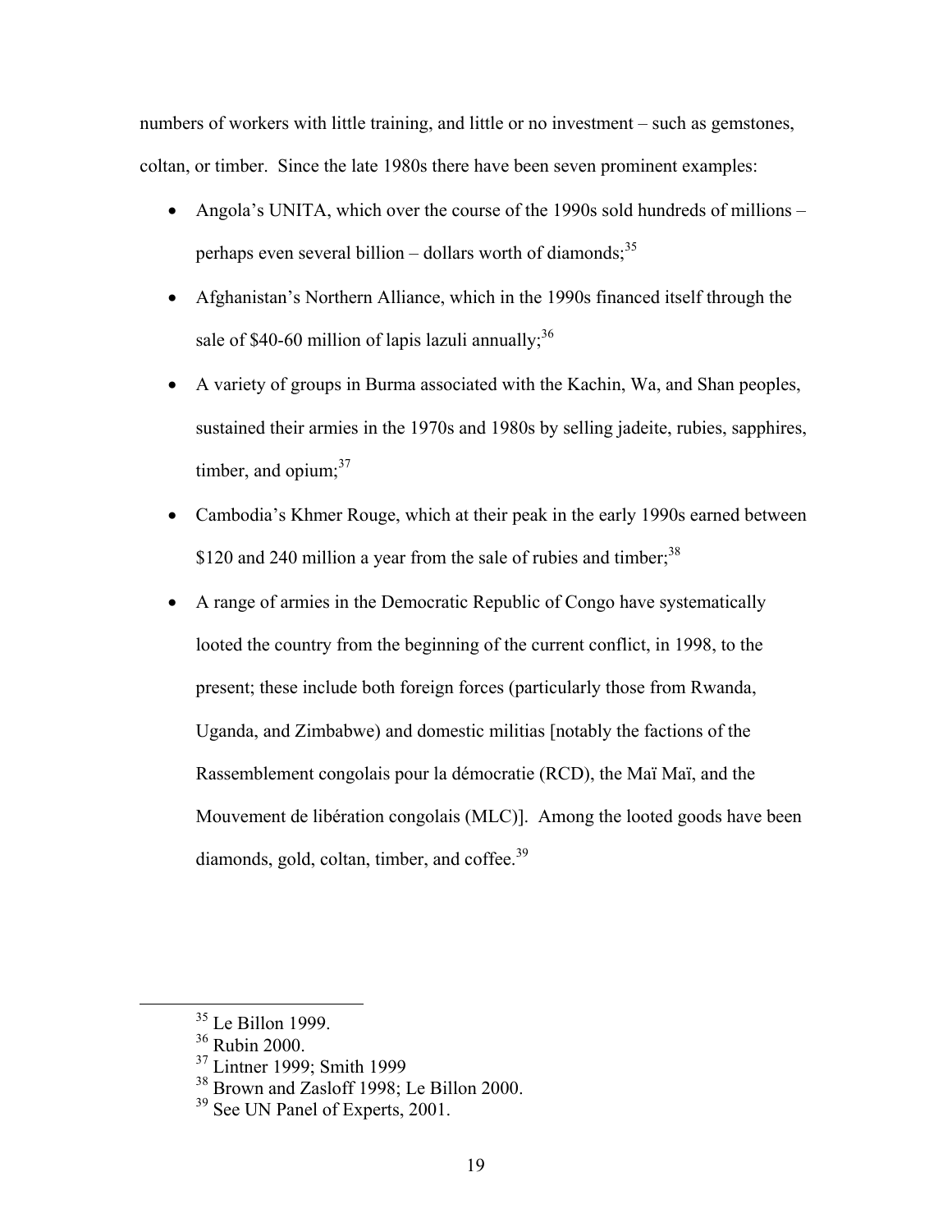numbers of workers with little training, and little or no investment – such as gemstones, coltan, or timber. Since the late 1980s there have been seven prominent examples:

- Angola's UNITA, which over the course of the 1990s sold hundreds of millions – perhaps even several billion – dollars worth of diamonds;[35]
- Afghanistan's Northern Alliance, which in the 1990s financed itself through the sale of $40-60 million of lapis lazuli annually;[36]
- A variety of groups in Burma associated with the Kachin, Wa, and Shan peoples, sustained their armies in the 1970s and 1980s by selling jadeite, rubies, sapphires, timber, and opium;[37]
- Cambodia's Khmer Rouge, which at their peak in the early 1990s earned between $120 and 240 million a year from the sale of rubies and timber;[38]
- A range of armies in the Democratic Republic of Congo have systematically looted the country from the beginning of the current conflict, in 1998, to the present; these include both foreign forces (particularly those from Rwanda, Uganda, and Zimbabwe) and domestic militias [notably the factions of the Rassemblement congolais pour la démocratie (RCD), the Maï Maï, and the Mouvement de libération congolais (MLC)]. Among the looted goods have been diamonds, gold, coltan, timber, and coffee.[39]

---

[35] Le Billon 1999.

[36] Rubin 2000.

[37] Lintner 1999; Smith 1999

[38] Brown and Zasloff 1998; Le Billon 2000.

[39] See UN Panel of Experts, 2001.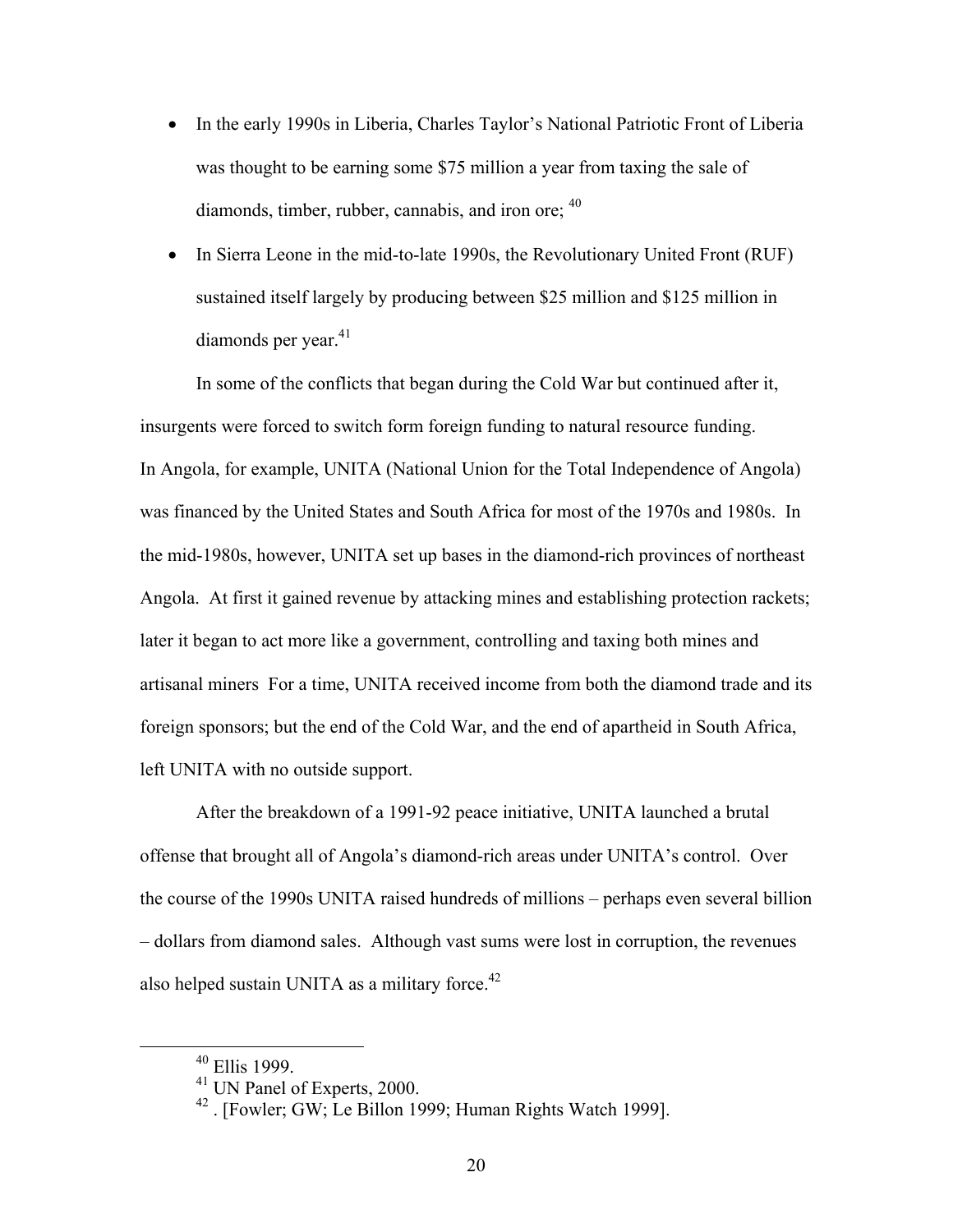- In the early 1990s in Liberia, Charles Taylor's National Patriotic Front of Liberia was thought to be earning some $75 million a year from taxing the sale of diamonds, timber, rubber, cannabis, and iron ore; [40]
- In Sierra Leone in the mid-to-late 1990s, the Revolutionary United Front (RUF) sustained itself largely by producing between $25 million and $125 million in diamonds per year.[41]

In some of the conflicts that began during the Cold War but continued after it, insurgents were forced to switch form foreign funding to natural resource funding. In Angola, for example, UNITA (National Union for the Total Independence of Angola) was financed by the United States and South Africa for most of the 1970s and 1980s. In the mid-1980s, however, UNITA set up bases in the diamond-rich provinces of northeast Angola. At first it gained revenue by attacking mines and establishing protection rackets; later it began to act more like a government, controlling and taxing both mines and artisanal miners For a time, UNITA received income from both the diamond trade and its foreign sponsors; but the end of the Cold War, and the end of apartheid in South Africa, left UNITA with no outside support.

After the breakdown of a 1991-92 peace initiative, UNITA launched a brutal offense that brought all of Angola's diamond-rich areas under UNITA's control. Over the course of the 1990s UNITA raised hundreds of millions – perhaps even several billion – dollars from diamond sales. Although vast sums were lost in corruption, the revenues also helped sustain UNITA as a military force.[42]

---

[40] Ellis 1999.

[41] UN Panel of Experts, 2000.

[42] . [Fowler; GW; Le Billon 1999; Human Rights Watch 1999].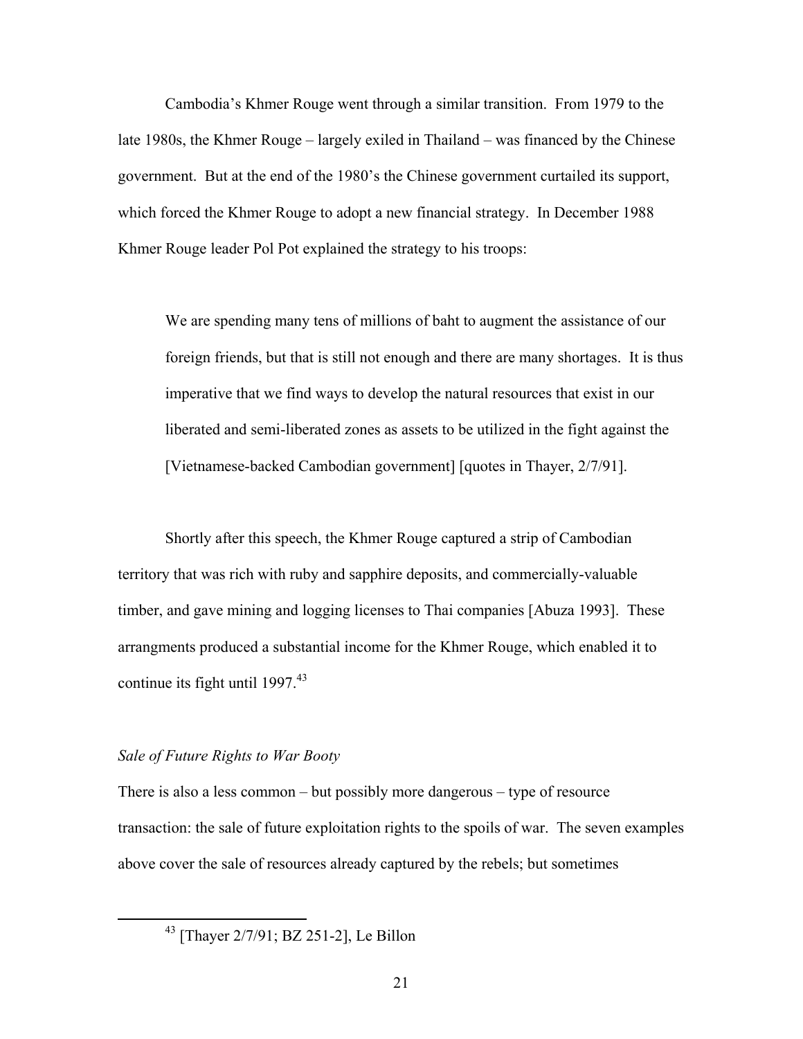Cambodia's Khmer Rouge went through a similar transition. From 1979 to the late 1980s, the Khmer Rouge – largely exiled in Thailand – was financed by the Chinese government. But at the end of the 1980's the Chinese government curtailed its support, which forced the Khmer Rouge to adopt a new financial strategy. In December 1988 Khmer Rouge leader Pol Pot explained the strategy to his troops:

> We are spending many tens of millions of baht to augment the assistance of our foreign friends, but that is still not enough and there are many shortages. It is thus imperative that we find ways to develop the natural resources that exist in our liberated and semi-liberated zones as assets to be utilized in the fight against the [Vietnamese-backed Cambodian government] [quotes in Thayer, 2/7/91].

Shortly after this speech, the Khmer Rouge captured a strip of Cambodian territory that was rich with ruby and sapphire deposits, and commercially-valuable timber, and gave mining and logging licenses to Thai companies [Abuza 1993]. These arrangments produced a substantial income for the Khmer Rouge, which enabled it to continue its fight until 1997.[43]

*Sale of Future Rights to War Booty*

There is also a less common – but possibly more dangerous – type of resource transaction: the sale of future exploitation rights to the spoils of war. The seven examples above cover the sale of resources already captured by the rebels; but sometimes

[43] [Thayer 2/7/91; BZ 251-2], Le Billon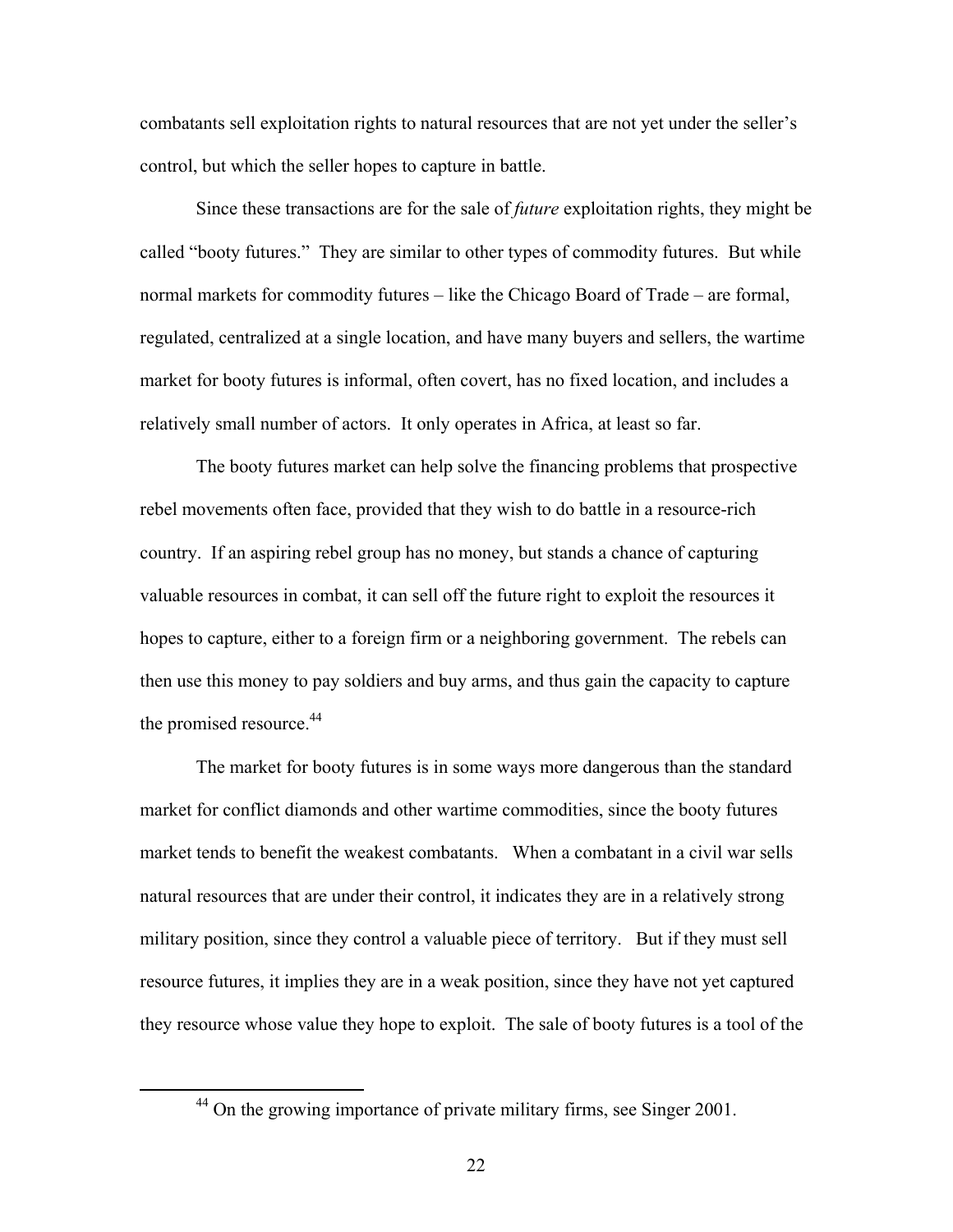combatants sell exploitation rights to natural resources that are not yet under the seller's control, but which the seller hopes to capture in battle.

Since these transactions are for the sale of *future* exploitation rights, they might be called "booty futures." They are similar to other types of commodity futures. But while normal markets for commodity futures – like the Chicago Board of Trade – are formal, regulated, centralized at a single location, and have many buyers and sellers, the wartime market for booty futures is informal, often covert, has no fixed location, and includes a relatively small number of actors. It only operates in Africa, at least so far.

The booty futures market can help solve the financing problems that prospective rebel movements often face, provided that they wish to do battle in a resource-rich country. If an aspiring rebel group has no money, but stands a chance of capturing valuable resources in combat, it can sell off the future right to exploit the resources it hopes to capture, either to a foreign firm or a neighboring government. The rebels can then use this money to pay soldiers and buy arms, and thus gain the capacity to capture the promised resource.[44]

The market for booty futures is in some ways more dangerous than the standard market for conflict diamonds and other wartime commodities, since the booty futures market tends to benefit the weakest combatants. When a combatant in a civil war sells natural resources that are under their control, it indicates they are in a relatively strong military position, since they control a valuable piece of territory. But if they must sell resource futures, it implies they are in a weak position, since they have not yet captured they resource whose value they hope to exploit. The sale of booty futures is a tool of the

[44] On the growing importance of private military firms, see Singer 2001.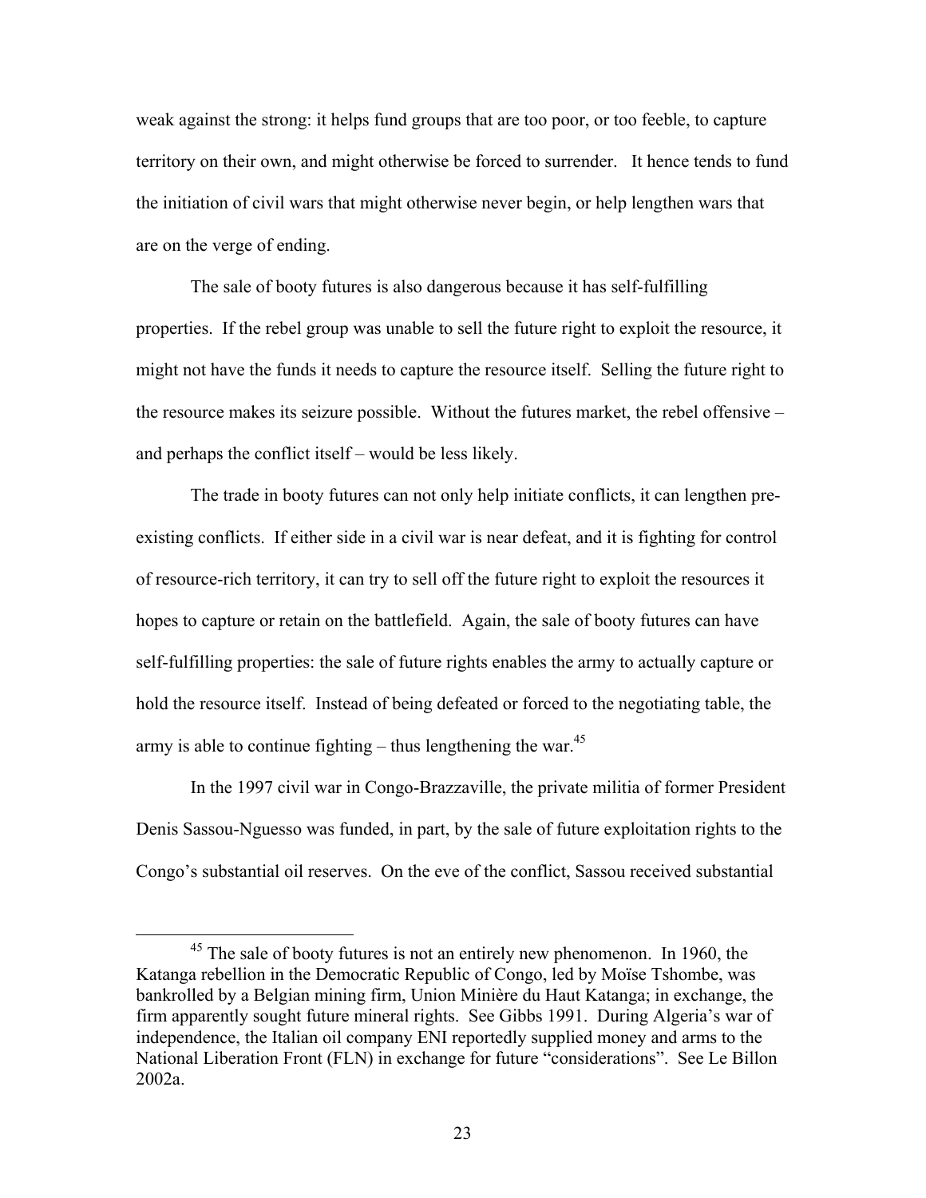weak against the strong: it helps fund groups that are too poor, or too feeble, to capture territory on their own, and might otherwise be forced to surrender. It hence tends to fund the initiation of civil wars that might otherwise never begin, or help lengthen wars that are on the verge of ending.

The sale of booty futures is also dangerous because it has self-fulfilling properties. If the rebel group was unable to sell the future right to exploit the resource, it might not have the funds it needs to capture the resource itself. Selling the future right to the resource makes its seizure possible. Without the futures market, the rebel offensive – and perhaps the conflict itself – would be less likely.

The trade in booty futures can not only help initiate conflicts, it can lengthen pre-existing conflicts. If either side in a civil war is near defeat, and it is fighting for control of resource-rich territory, it can try to sell off the future right to exploit the resources it hopes to capture or retain on the battlefield. Again, the sale of booty futures can have self-fulfilling properties: the sale of future rights enables the army to actually capture or hold the resource itself. Instead of being defeated or forced to the negotiating table, the army is able to continue fighting – thus lengthening the war.[45]

In the 1997 civil war in Congo-Brazzaville, the private militia of former President Denis Sassou-Nguesso was funded, in part, by the sale of future exploitation rights to the Congo's substantial oil reserves. On the eve of the conflict, Sassou received substantial

[45] The sale of booty futures is not an entirely new phenomenon. In 1960, the Katanga rebellion in the Democratic Republic of Congo, led by Moïse Tshombe, was bankrolled by a Belgian mining firm, Union Minière du Haut Katanga; in exchange, the firm apparently sought future mineral rights. See Gibbs 1991. During Algeria's war of independence, the Italian oil company ENI reportedly supplied money and arms to the National Liberation Front (FLN) in exchange for future "considerations". See Le Billon 2002a.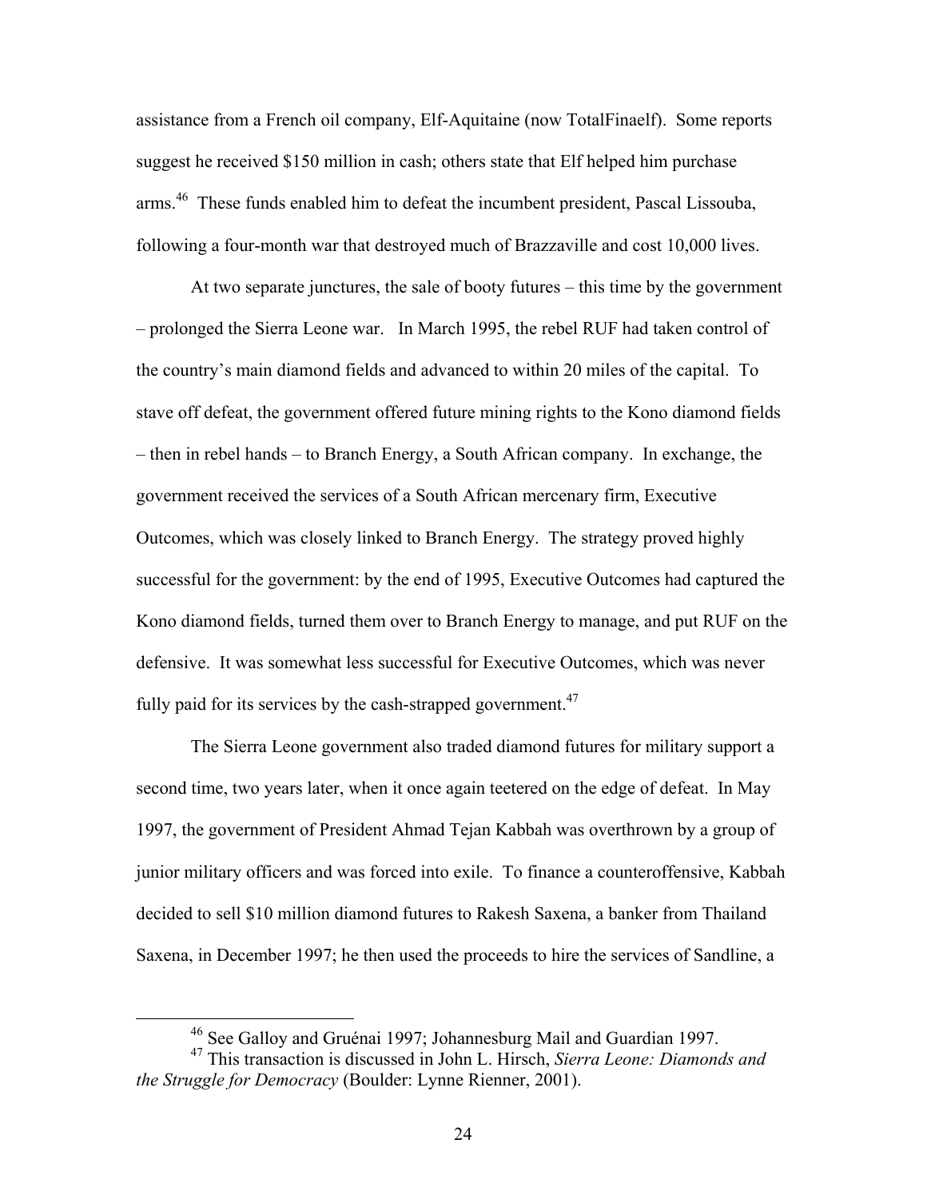assistance from a French oil company, Elf-Aquitaine (now TotalFinaelf). Some reports suggest he received $150 million in cash; others state that Elf helped him purchase arms.[46] These funds enabled him to defeat the incumbent president, Pascal Lissouba, following a four-month war that destroyed much of Brazzaville and cost 10,000 lives.

At two separate junctures, the sale of booty futures – this time by the government – prolonged the Sierra Leone war. In March 1995, the rebel RUF had taken control of the country's main diamond fields and advanced to within 20 miles of the capital. To stave off defeat, the government offered future mining rights to the Kono diamond fields – then in rebel hands – to Branch Energy, a South African company. In exchange, the government received the services of a South African mercenary firm, Executive Outcomes, which was closely linked to Branch Energy. The strategy proved highly successful for the government: by the end of 1995, Executive Outcomes had captured the Kono diamond fields, turned them over to Branch Energy to manage, and put RUF on the defensive. It was somewhat less successful for Executive Outcomes, which was never fully paid for its services by the cash-strapped government.[47]

The Sierra Leone government also traded diamond futures for military support a second time, two years later, when it once again teetered on the edge of defeat. In May 1997, the government of President Ahmad Tejan Kabbah was overthrown by a group of junior military officers and was forced into exile. To finance a counteroffensive, Kabbah decided to sell $10 million diamond futures to Rakesh Saxena, a banker from Thailand Saxena, in December 1997; he then used the proceeds to hire the services of Sandline, a

---

[46] See Galloy and Gruénai 1997; Johannesburg Mail and Guardian 1997.

[47] This transaction is discussed in John L. Hirsch, *Sierra Leone: Diamonds and the Struggle for Democracy* (Boulder: Lynne Rienner, 2001).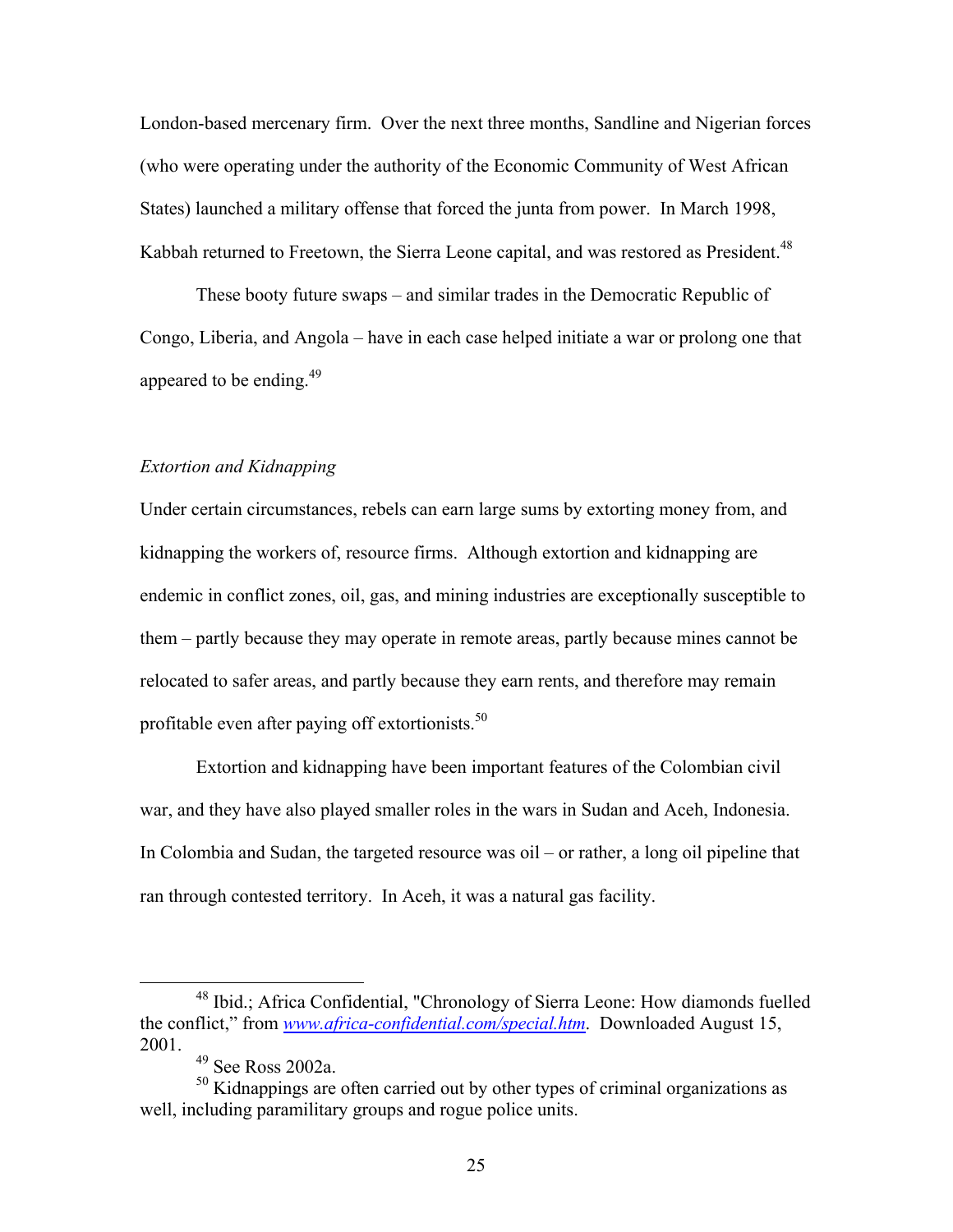London-based mercenary firm. Over the next three months, Sandline and Nigerian forces (who were operating under the authority of the Economic Community of West African States) launched a military offense that forced the junta from power. In March 1998, Kabbah returned to Freetown, the Sierra Leone capital, and was restored as President.[48]

These booty future swaps – and similar trades in the Democratic Republic of Congo, Liberia, and Angola – have in each case helped initiate a war or prolong one that appeared to be ending.[49]

*Extortion and Kidnapping*

Under certain circumstances, rebels can earn large sums by extorting money from, and kidnapping the workers of, resource firms. Although extortion and kidnapping are endemic in conflict zones, oil, gas, and mining industries are exceptionally susceptible to them – partly because they may operate in remote areas, partly because mines cannot be relocated to safer areas, and partly because they earn rents, and therefore may remain profitable even after paying off extortionists.[50]

Extortion and kidnapping have been important features of the Colombian civil war, and they have also played smaller roles in the wars in Sudan and Aceh, Indonesia. In Colombia and Sudan, the targeted resource was oil – or rather, a long oil pipeline that ran through contested territory. In Aceh, it was a natural gas facility.

---

[48] Ibid.; Africa Confidential, "Chronology of Sierra Leone: How diamonds fuelled the conflict," from *www.africa-confidential.com/special.htm*. Downloaded August 15, 2001.

[49] See Ross 2002a.

[50] Kidnappings are often carried out by other types of criminal organizations as well, including paramilitary groups and rogue police units.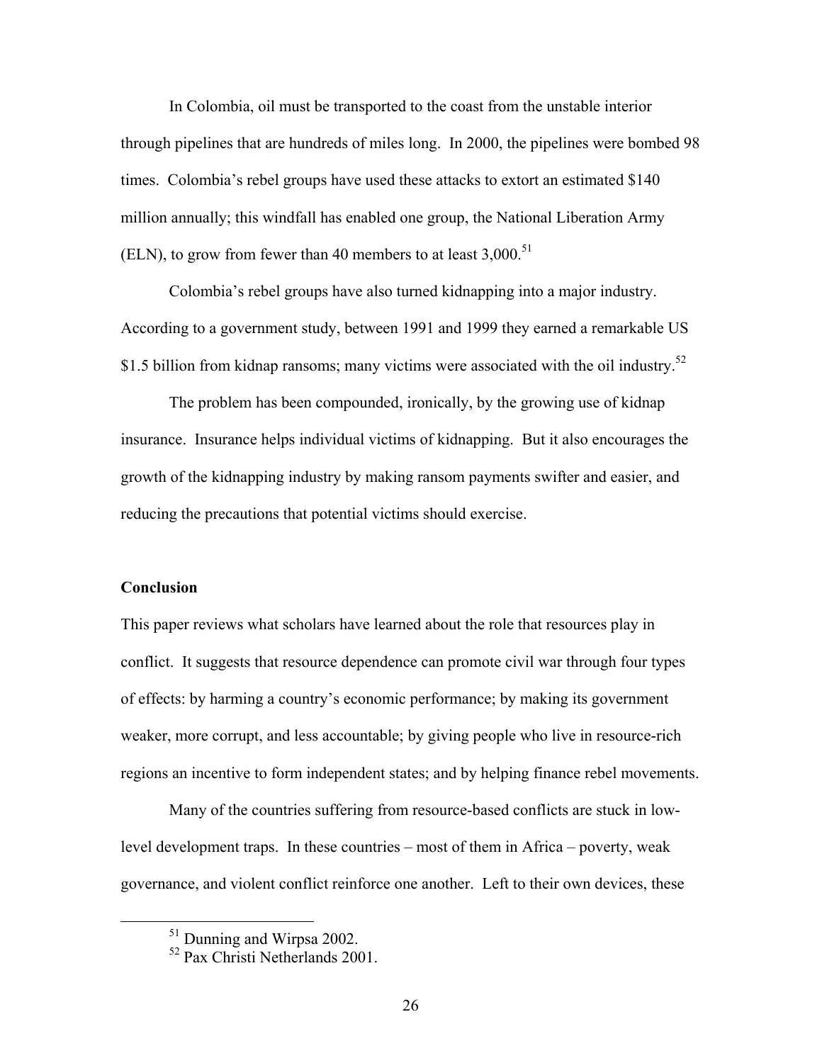In Colombia, oil must be transported to the coast from the unstable interior through pipelines that are hundreds of miles long. In 2000, the pipelines were bombed 98 times. Colombia's rebel groups have used these attacks to extort an estimated $140 million annually; this windfall has enabled one group, the National Liberation Army (ELN), to grow from fewer than 40 members to at least 3,000.[51]

Colombia's rebel groups have also turned kidnapping into a major industry. According to a government study, between 1991 and 1999 they earned a remarkable US $1.5 billion from kidnap ransoms; many victims were associated with the oil industry.[52]

The problem has been compounded, ironically, by the growing use of kidnap insurance. Insurance helps individual victims of kidnapping. But it also encourages the growth of the kidnapping industry by making ransom payments swifter and easier, and reducing the precautions that potential victims should exercise.

**Conclusion**

This paper reviews what scholars have learned about the role that resources play in conflict. It suggests that resource dependence can promote civil war through four types of effects: by harming a country's economic performance; by making its government weaker, more corrupt, and less accountable; by giving people who live in resource-rich regions an incentive to form independent states; and by helping finance rebel movements.

Many of the countries suffering from resource-based conflicts are stuck in low-level development traps. In these countries – most of them in Africa – poverty, weak governance, and violent conflict reinforce one another. Left to their own devices, these

[51] Dunning and Wirpsa 2002.

[52] Pax Christi Netherlands 2001.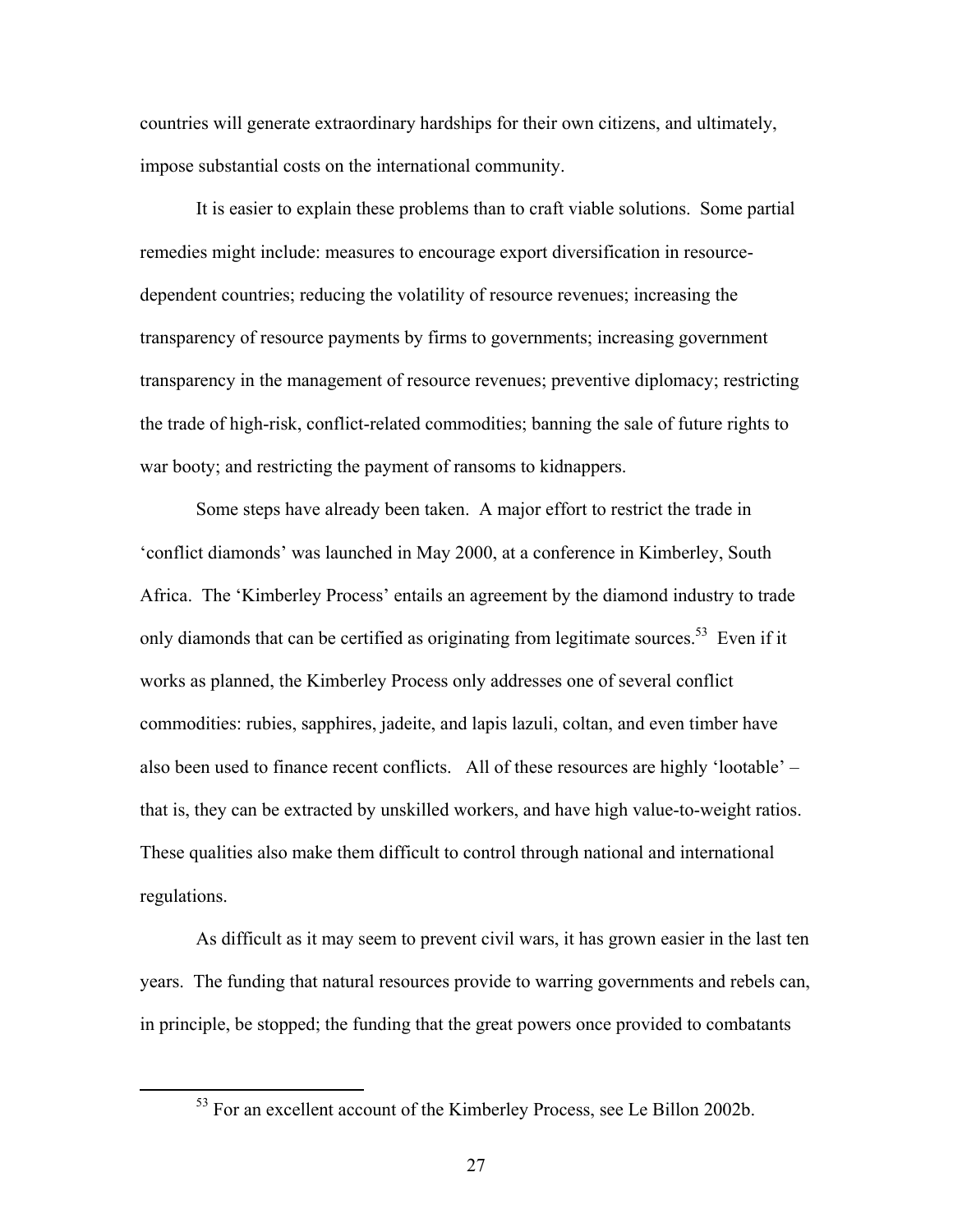countries will generate extraordinary hardships for their own citizens, and ultimately, impose substantial costs on the international community.

It is easier to explain these problems than to craft viable solutions. Some partial remedies might include: measures to encourage export diversification in resource-dependent countries; reducing the volatility of resource revenues; increasing the transparency of resource payments by firms to governments; increasing government transparency in the management of resource revenues; preventive diplomacy; restricting the trade of high-risk, conflict-related commodities; banning the sale of future rights to war booty; and restricting the payment of ransoms to kidnappers.

Some steps have already been taken. A major effort to restrict the trade in 'conflict diamonds' was launched in May 2000, at a conference in Kimberley, South Africa. The 'Kimberley Process' entails an agreement by the diamond industry to trade only diamonds that can be certified as originating from legitimate sources.[53] Even if it works as planned, the Kimberley Process only addresses one of several conflict commodities: rubies, sapphires, jadeite, and lapis lazuli, coltan, and even timber have also been used to finance recent conflicts. All of these resources are highly 'lootable' – that is, they can be extracted by unskilled workers, and have high value-to-weight ratios. These qualities also make them difficult to control through national and international regulations.

As difficult as it may seem to prevent civil wars, it has grown easier in the last ten years. The funding that natural resources provide to warring governments and rebels can, in principle, be stopped; the funding that the great powers once provided to combatants

[53] For an excellent account of the Kimberley Process, see Le Billon 2002b.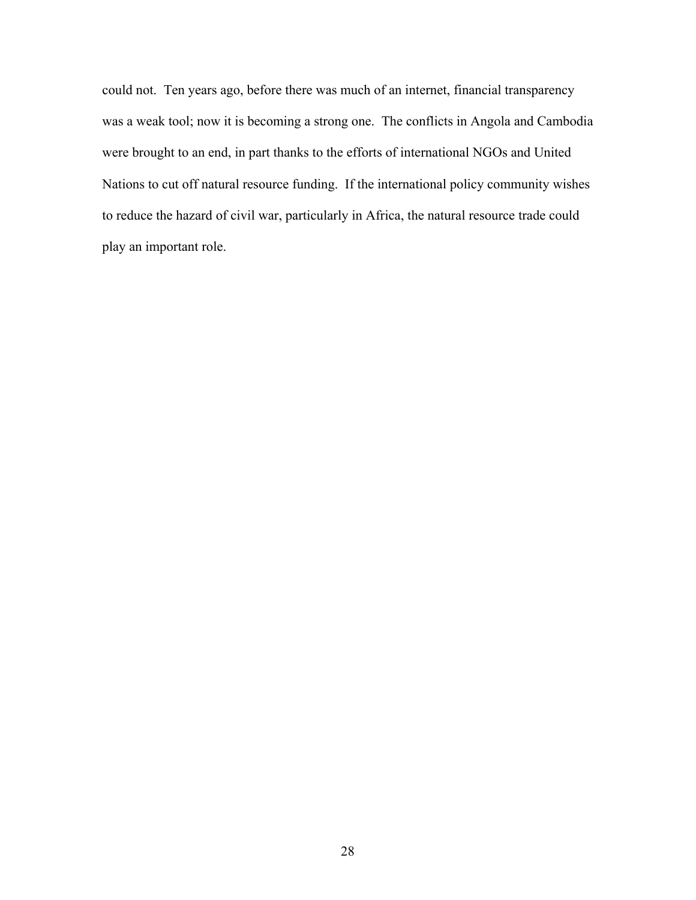could not. Ten years ago, before there was much of an internet, financial transparency was a weak tool; now it is becoming a strong one. The conflicts in Angola and Cambodia were brought to an end, in part thanks to the efforts of international NGOs and United Nations to cut off natural resource funding. If the international policy community wishes to reduce the hazard of civil war, particularly in Africa, the natural resource trade could play an important role.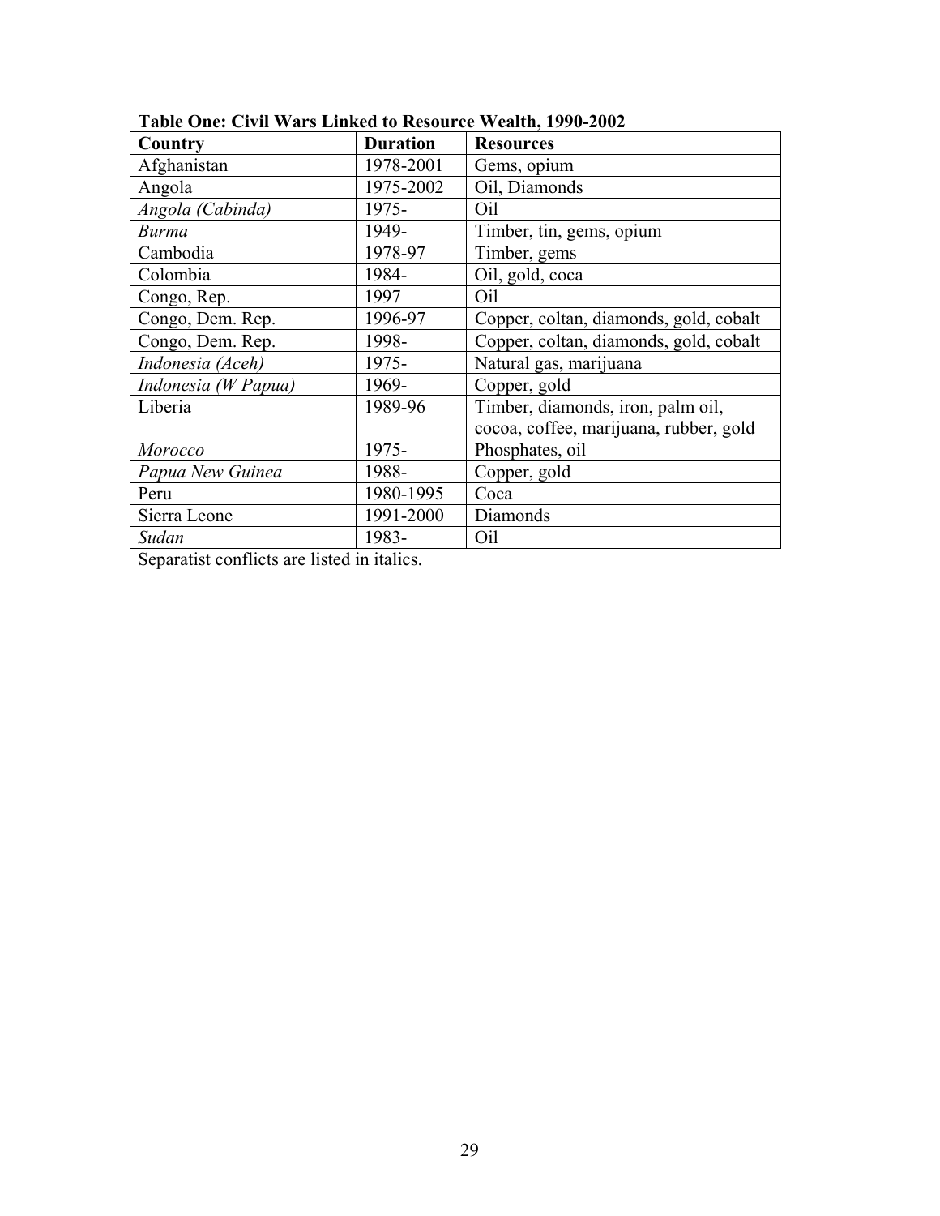**Table One: Civil Wars Linked to Resource Wealth, 1990-2002**

| Country | Duration | Resources |
|---|---|---|
| Afghanistan | 1978-2001 | Gems, opium |
| Angola | 1975-2002 | Oil, Diamonds |
| *Angola (Cabinda)* | 1975- | Oil |
| *Burma* | 1949- | Timber, tin, gems, opium |
| Cambodia | 1978-97 | Timber, gems |
| Colombia | 1984- | Oil, gold, coca |
| Congo, Rep. | 1997 | Oil |
| Congo, Dem. Rep. | 1996-97 | Copper, coltan, diamonds, gold, cobalt |
| Congo, Dem. Rep. | 1998- | Copper, coltan, diamonds, gold, cobalt |
| *Indonesia (Aceh)* | 1975- | Natural gas, marijuana |
| *Indonesia (W Papua)* | 1969- | Copper, gold |
| Liberia | 1989-96 | Timber, diamonds, iron, palm oil, cocoa, coffee, marijuana, rubber, gold |
| *Morocco* | 1975- | Phosphates, oil |
| *Papua New Guinea* | 1988- | Copper, gold |
| Peru | 1980-1995 | Coca |
| Sierra Leone | 1991-2000 | Diamonds |
| *Sudan* | 1983- | Oil |

Separatist conflicts are listed in italics.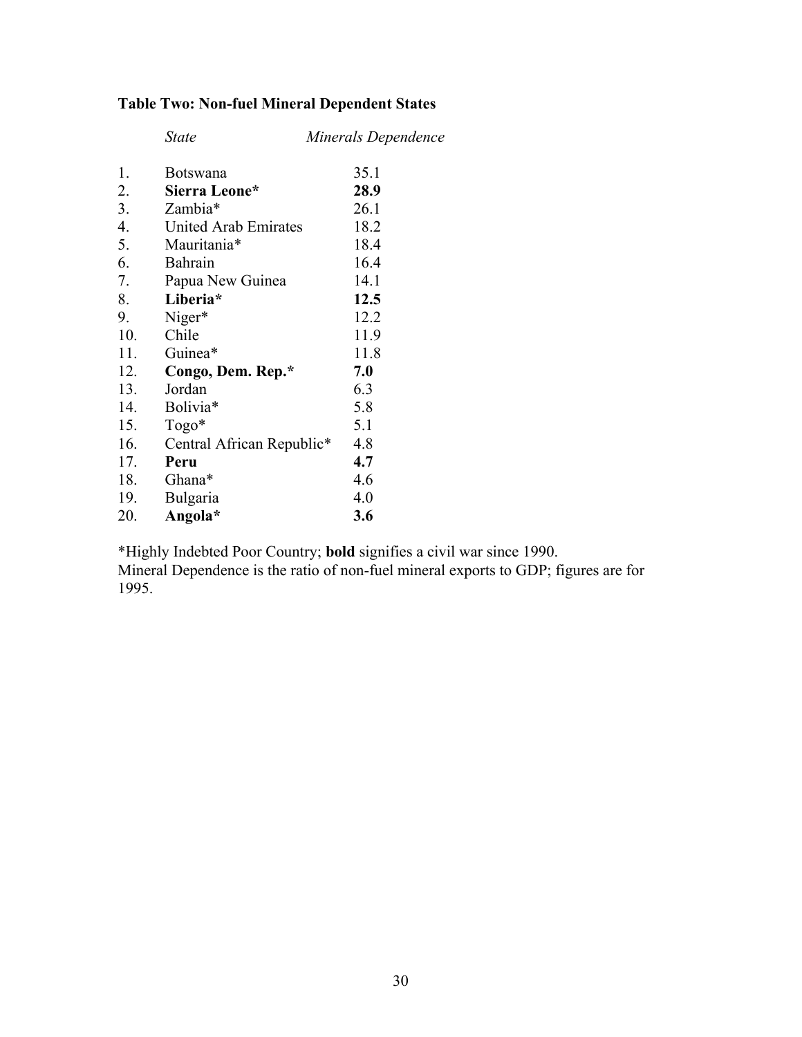**Table Two: Non-fuel Mineral Dependent States**

| | *State* | *Minerals Dependence* |
|---|---|---|
| 1. | Botswana | 35.1 |
| 2. | **Sierra Leone*** | **28.9** |
| 3. | Zambia* | 26.1 |
| 4. | United Arab Emirates | 18.2 |
| 5. | Mauritania* | 18.4 |
| 6. | Bahrain | 16.4 |
| 7. | Papua New Guinea | 14.1 |
| 8. | **Liberia*** | **12.5** |
| 9. | Niger* | 12.2 |
| 10. | Chile | 11.9 |
| 11. | Guinea* | 11.8 |
| 12. | **Congo, Dem. Rep.*** | **7.0** |
| 13. | Jordan | 6.3 |
| 14. | Bolivia* | 5.8 |
| 15. | Togo* | 5.1 |
| 16. | Central African Republic* | 4.8 |
| 17. | **Peru** | **4.7** |
| 18. | Ghana* | 4.6 |
| 19. | Bulgaria | 4.0 |
| 20. | **Angola*** | **3.6** |

*Highly Indebted Poor Country; **bold** signifies a civil war since 1990.
Mineral Dependence is the ratio of non-fuel mineral exports to GDP; figures are for 1995.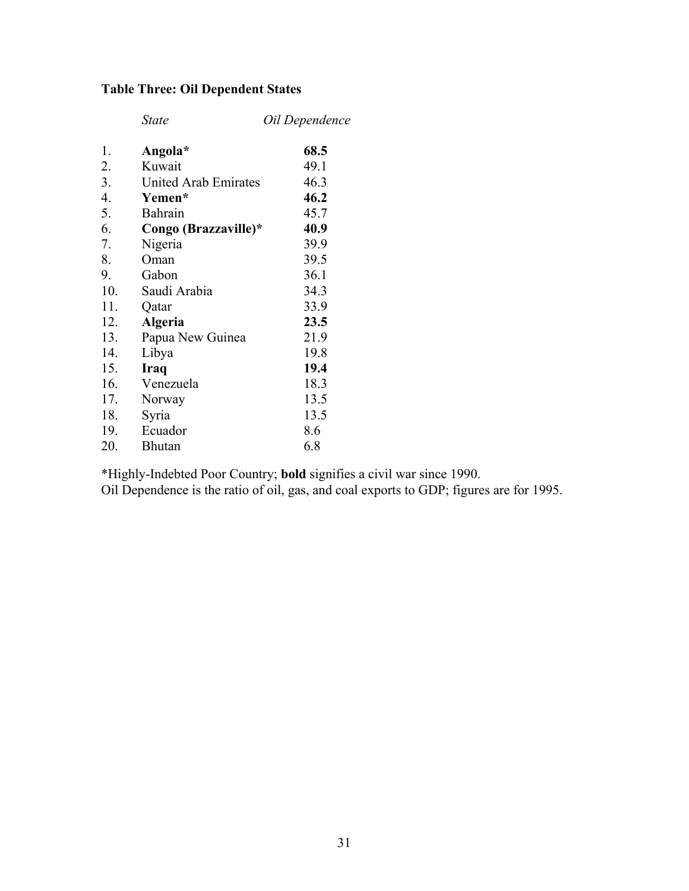**Table Three: Oil Dependent States**

| | *State* | *Oil Dependence* |
|---|---|---|
| 1. | **Angola*** | **68.5** |
| 2. | Kuwait | 49.1 |
| 3. | United Arab Emirates | 46.3 |
| 4. | **Yemen*** | **46.2** |
| 5. | Bahrain | 45.7 |
| 6. | **Congo (Brazzaville)*** | **40.9** |
| 7. | Nigeria | 39.9 |
| 8. | Oman | 39.5 |
| 9. | Gabon | 36.1 |
| 10. | Saudi Arabia | 34.3 |
| 11. | Qatar | 33.9 |
| 12. | **Algeria** | **23.5** |
| 13. | Papua New Guinea | 21.9 |
| 14. | Libya | 19.8 |
| 15. | **Iraq** | **19.4** |
| 16. | Venezuela | 18.3 |
| 17. | Norway | 13.5 |
| 18. | Syria | 13.5 |
| 19. | Ecuador | 8.6 |
| 20. | Bhutan | 6.8 |

*Highly-Indebted Poor Country; **bold** signifies a civil war since 1990.
Oil Dependence is the ratio of oil, gas, and coal exports to GDP; figures are for 1995.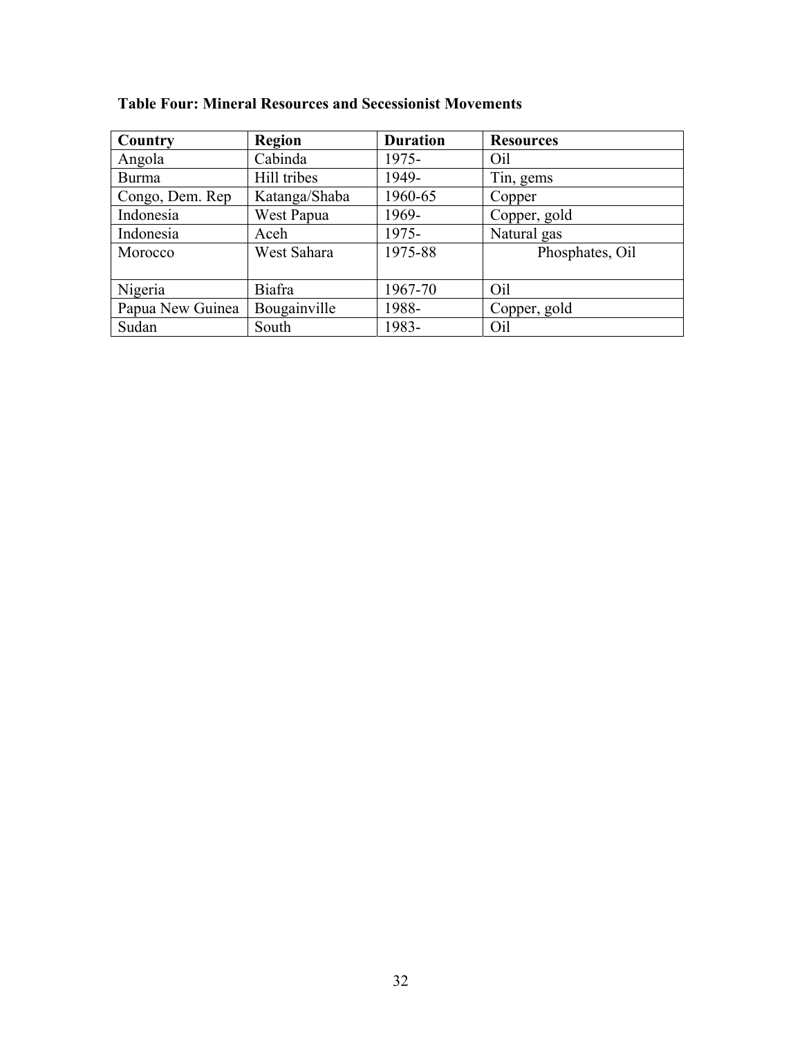**Table Four: Mineral Resources and Secessionist Movements**

| Country | Region | Duration | Resources |
| --- | --- | --- | --- |
| Angola | Cabinda | 1975- | Oil |
| Burma | Hill tribes | 1949- | Tin, gems |
| Congo, Dem. Rep | Katanga/Shaba | 1960-65 | Copper |
| Indonesia | West Papua | 1969- | Copper, gold |
| Indonesia | Aceh | 1975- | Natural gas |
| Morocco | West Sahara | 1975-88 | Phosphates, Oil |
| Nigeria | Biafra | 1967-70 | Oil |
| Papua New Guinea | Bougainville | 1988- | Copper, gold |
| Sudan | South | 1983- | Oil |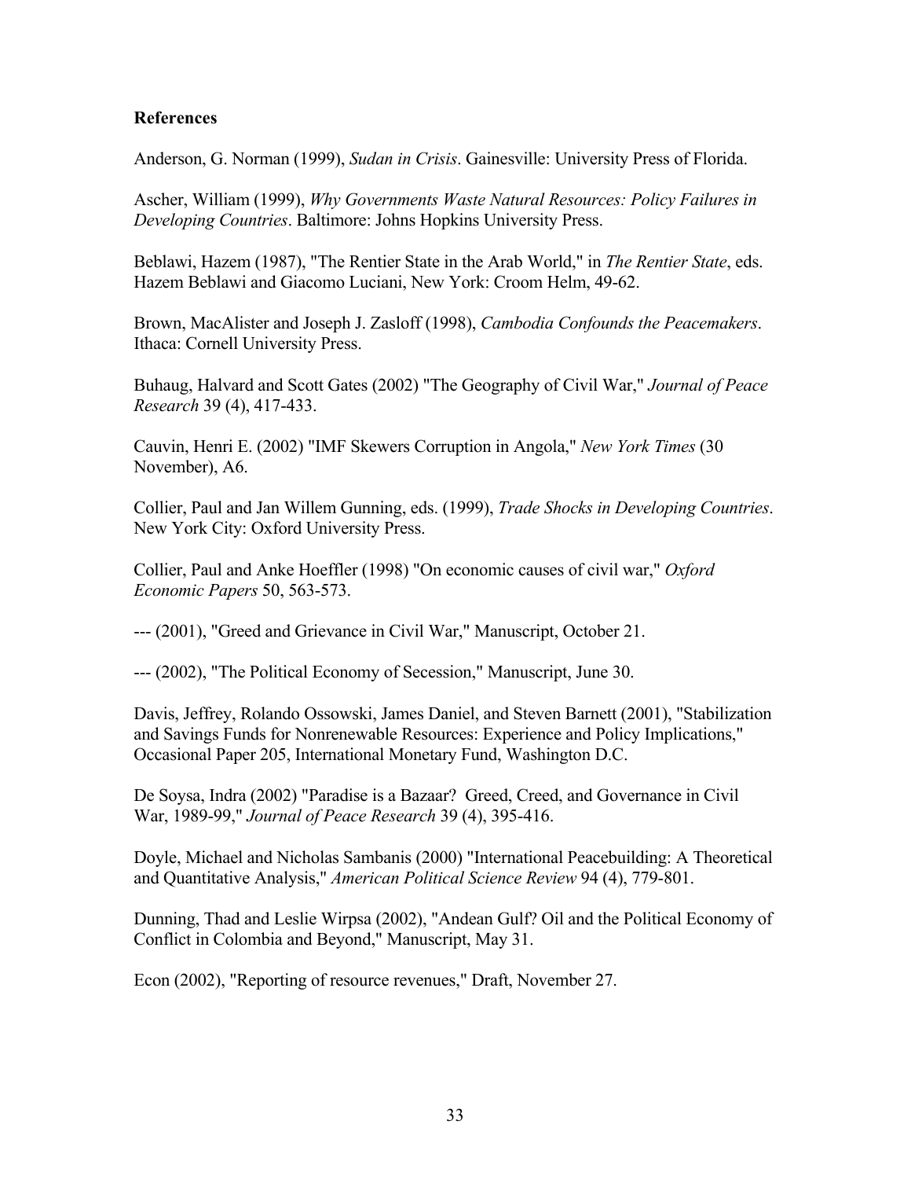## References

Anderson, G. Norman (1999), *Sudan in Crisis*. Gainesville: University Press of Florida.

Ascher, William (1999), *Why Governments Waste Natural Resources: Policy Failures in Developing Countries*. Baltimore: Johns Hopkins University Press.

Beblawi, Hazem (1987), "The Rentier State in the Arab World," in *The Rentier State*, eds. Hazem Beblawi and Giacomo Luciani, New York: Croom Helm, 49-62.

Brown, MacAlister and Joseph J. Zasloff (1998), *Cambodia Confounds the Peacemakers*. Ithaca: Cornell University Press.

Buhaug, Halvard and Scott Gates (2002) "The Geography of Civil War," *Journal of Peace Research* 39 (4), 417-433.

Cauvin, Henri E. (2002) "IMF Skewers Corruption in Angola," *New York Times* (30 November), A6.

Collier, Paul and Jan Willem Gunning, eds. (1999), *Trade Shocks in Developing Countries*. New York City: Oxford University Press.

Collier, Paul and Anke Hoeffler (1998) "On economic causes of civil war," *Oxford Economic Papers* 50, 563-573.

--- (2001), "Greed and Grievance in Civil War," Manuscript, October 21.

--- (2002), "The Political Economy of Secession," Manuscript, June 30.

Davis, Jeffrey, Rolando Ossowski, James Daniel, and Steven Barnett (2001), "Stabilization and Savings Funds for Nonrenewable Resources: Experience and Policy Implications," Occasional Paper 205, International Monetary Fund, Washington D.C.

De Soysa, Indra (2002) "Paradise is a Bazaar? Greed, Creed, and Governance in Civil War, 1989-99," *Journal of Peace Research* 39 (4), 395-416.

Doyle, Michael and Nicholas Sambanis (2000) "International Peacebuilding: A Theoretical and Quantitative Analysis," *American Political Science Review* 94 (4), 779-801.

Dunning, Thad and Leslie Wirpsa (2002), "Andean Gulf? Oil and the Political Economy of Conflict in Colombia and Beyond," Manuscript, May 31.

Econ (2002), "Reporting of resource revenues," Draft, November 27.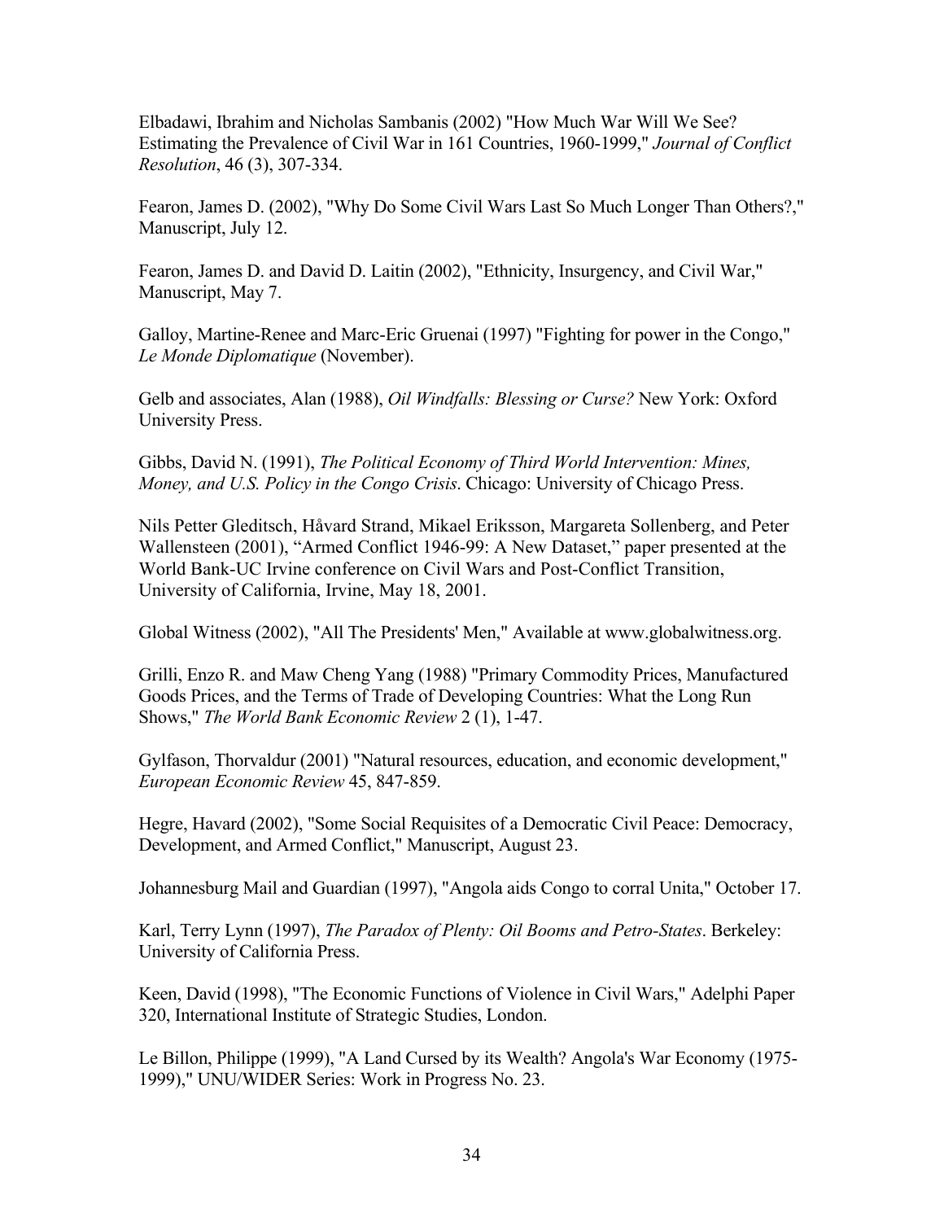Elbadawi, Ibrahim and Nicholas Sambanis (2002) "How Much War Will We See? Estimating the Prevalence of Civil War in 161 Countries, 1960-1999," *Journal of Conflict Resolution*, 46 (3), 307-334.

Fearon, James D. (2002), "Why Do Some Civil Wars Last So Much Longer Than Others?," Manuscript, July 12.

Fearon, James D. and David D. Laitin (2002), "Ethnicity, Insurgency, and Civil War," Manuscript, May 7.

Galloy, Martine-Renee and Marc-Eric Gruenai (1997) "Fighting for power in the Congo," *Le Monde Diplomatique* (November).

Gelb and associates, Alan (1988), *Oil Windfalls: Blessing or Curse?* New York: Oxford University Press.

Gibbs, David N. (1991), *The Political Economy of Third World Intervention: Mines, Money, and U.S. Policy in the Congo Crisis*. Chicago: University of Chicago Press.

Nils Petter Gleditsch, Håvard Strand, Mikael Eriksson, Margareta Sollenberg, and Peter Wallensteen (2001), "Armed Conflict 1946-99: A New Dataset," paper presented at the World Bank-UC Irvine conference on Civil Wars and Post-Conflict Transition, University of California, Irvine, May 18, 2001.

Global Witness (2002), "All The Presidents' Men," Available at www.globalwitness.org.

Grilli, Enzo R. and Maw Cheng Yang (1988) "Primary Commodity Prices, Manufactured Goods Prices, and the Terms of Trade of Developing Countries: What the Long Run Shows," *The World Bank Economic Review* 2 (1), 1-47.

Gylfason, Thorvaldur (2001) "Natural resources, education, and economic development," *European Economic Review* 45, 847-859.

Hegre, Havard (2002), "Some Social Requisites of a Democratic Civil Peace: Democracy, Development, and Armed Conflict," Manuscript, August 23.

Johannesburg Mail and Guardian (1997), "Angola aids Congo to corral Unita," October 17.

Karl, Terry Lynn (1997), *The Paradox of Plenty: Oil Booms and Petro-States*. Berkeley: University of California Press.

Keen, David (1998), "The Economic Functions of Violence in Civil Wars," Adelphi Paper 320, International Institute of Strategic Studies, London.

Le Billon, Philippe (1999), "A Land Cursed by its Wealth? Angola's War Economy (1975-1999)," UNU/WIDER Series: Work in Progress No. 23.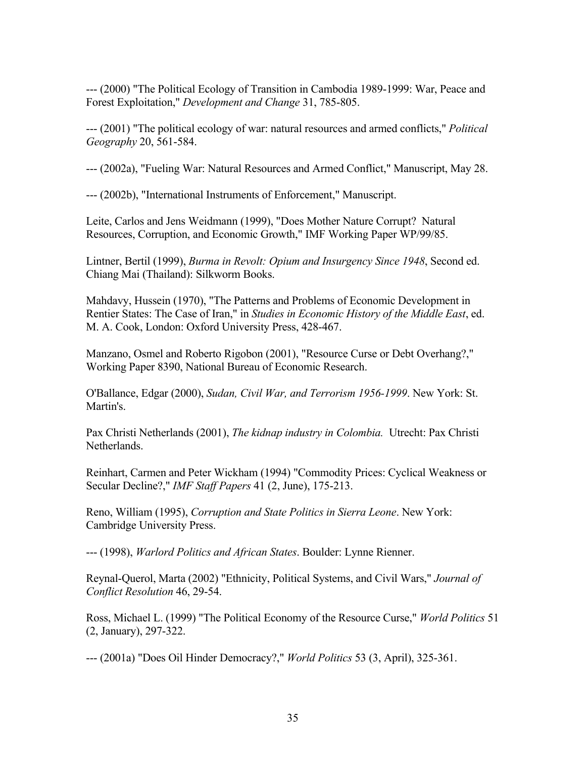--- (2000) "The Political Ecology of Transition in Cambodia 1989-1999: War, Peace and Forest Exploitation," *Development and Change* 31, 785-805.

--- (2001) "The political ecology of war: natural resources and armed conflicts," *Political Geography* 20, 561-584.

--- (2002a), "Fueling War: Natural Resources and Armed Conflict," Manuscript, May 28.

--- (2002b), "International Instruments of Enforcement," Manuscript.

Leite, Carlos and Jens Weidmann (1999), "Does Mother Nature Corrupt? Natural Resources, Corruption, and Economic Growth," IMF Working Paper WP/99/85.

Lintner, Bertil (1999), *Burma in Revolt: Opium and Insurgency Since 1948*, Second ed. Chiang Mai (Thailand): Silkworm Books.

Mahdavy, Hussein (1970), "The Patterns and Problems of Economic Development in Rentier States: The Case of Iran," in *Studies in Economic History of the Middle East*, ed. M. A. Cook, London: Oxford University Press, 428-467.

Manzano, Osmel and Roberto Rigobon (2001), "Resource Curse or Debt Overhang?," Working Paper 8390, National Bureau of Economic Research.

O'Ballance, Edgar (2000), *Sudan, Civil War, and Terrorism 1956-1999*. New York: St. Martin's.

Pax Christi Netherlands (2001), *The kidnap industry in Colombia.* Utrecht: Pax Christi Netherlands.

Reinhart, Carmen and Peter Wickham (1994) "Commodity Prices: Cyclical Weakness or Secular Decline?," *IMF Staff Papers* 41 (2, June), 175-213.

Reno, William (1995), *Corruption and State Politics in Sierra Leone*. New York: Cambridge University Press.

--- (1998), *Warlord Politics and African States*. Boulder: Lynne Rienner.

Reynal-Querol, Marta (2002) "Ethnicity, Political Systems, and Civil Wars," *Journal of Conflict Resolution* 46, 29-54.

Ross, Michael L. (1999) "The Political Economy of the Resource Curse," *World Politics* 51 (2, January), 297-322.

--- (2001a) "Does Oil Hinder Democracy?," *World Politics* 53 (3, April), 325-361.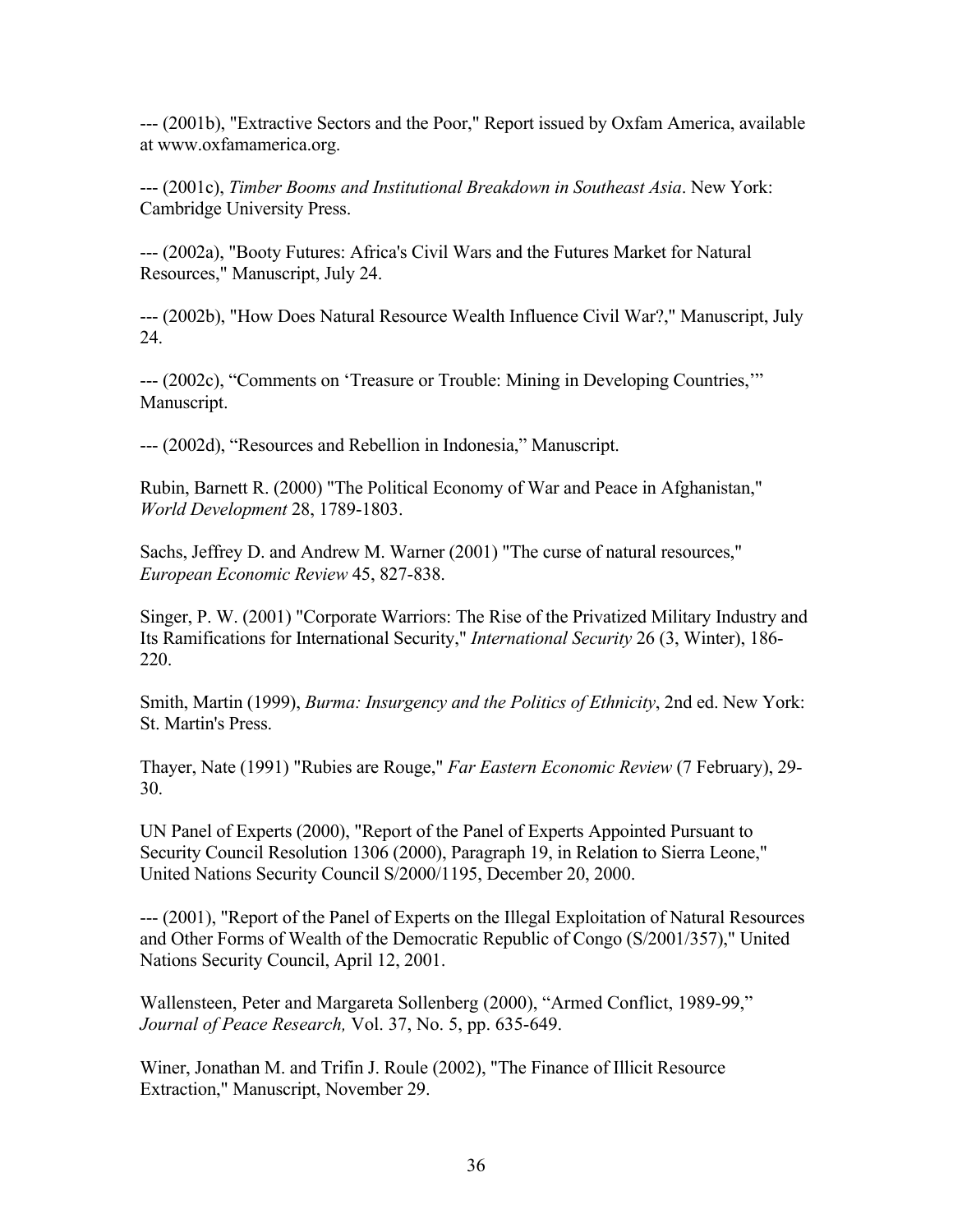--- (2001b), "Extractive Sectors and the Poor," Report issued by Oxfam America, available at www.oxfamamerica.org.

--- (2001c), *Timber Booms and Institutional Breakdown in Southeast Asia*. New York: Cambridge University Press.

--- (2002a), "Booty Futures: Africa's Civil Wars and the Futures Market for Natural Resources," Manuscript, July 24.

--- (2002b), "How Does Natural Resource Wealth Influence Civil War?," Manuscript, July 24.

--- (2002c), “Comments on ‘Treasure or Trouble: Mining in Developing Countries,’” Manuscript.

--- (2002d), “Resources and Rebellion in Indonesia,” Manuscript.

Rubin, Barnett R. (2000) "The Political Economy of War and Peace in Afghanistan," *World Development* 28, 1789-1803.

Sachs, Jeffrey D. and Andrew M. Warner (2001) "The curse of natural resources," *European Economic Review* 45, 827-838.

Singer, P. W. (2001) "Corporate Warriors: The Rise of the Privatized Military Industry and Its Ramifications for International Security," *International Security* 26 (3, Winter), 186-220.

Smith, Martin (1999), *Burma: Insurgency and the Politics of Ethnicity*, 2nd ed. New York: St. Martin's Press.

Thayer, Nate (1991) "Rubies are Rouge," *Far Eastern Economic Review* (7 February), 29-30.

UN Panel of Experts (2000), "Report of the Panel of Experts Appointed Pursuant to Security Council Resolution 1306 (2000), Paragraph 19, in Relation to Sierra Leone," United Nations Security Council S/2000/1195, December 20, 2000.

--- (2001), "Report of the Panel of Experts on the Illegal Exploitation of Natural Resources and Other Forms of Wealth of the Democratic Republic of Congo (S/2001/357)," United Nations Security Council, April 12, 2001.

Wallensteen, Peter and Margareta Sollenberg (2000), “Armed Conflict, 1989-99,” *Journal of Peace Research,* Vol. 37, No. 5, pp. 635-649.

Winer, Jonathan M. and Trifin J. Roule (2002), "The Finance of Illicit Resource Extraction," Manuscript, November 29.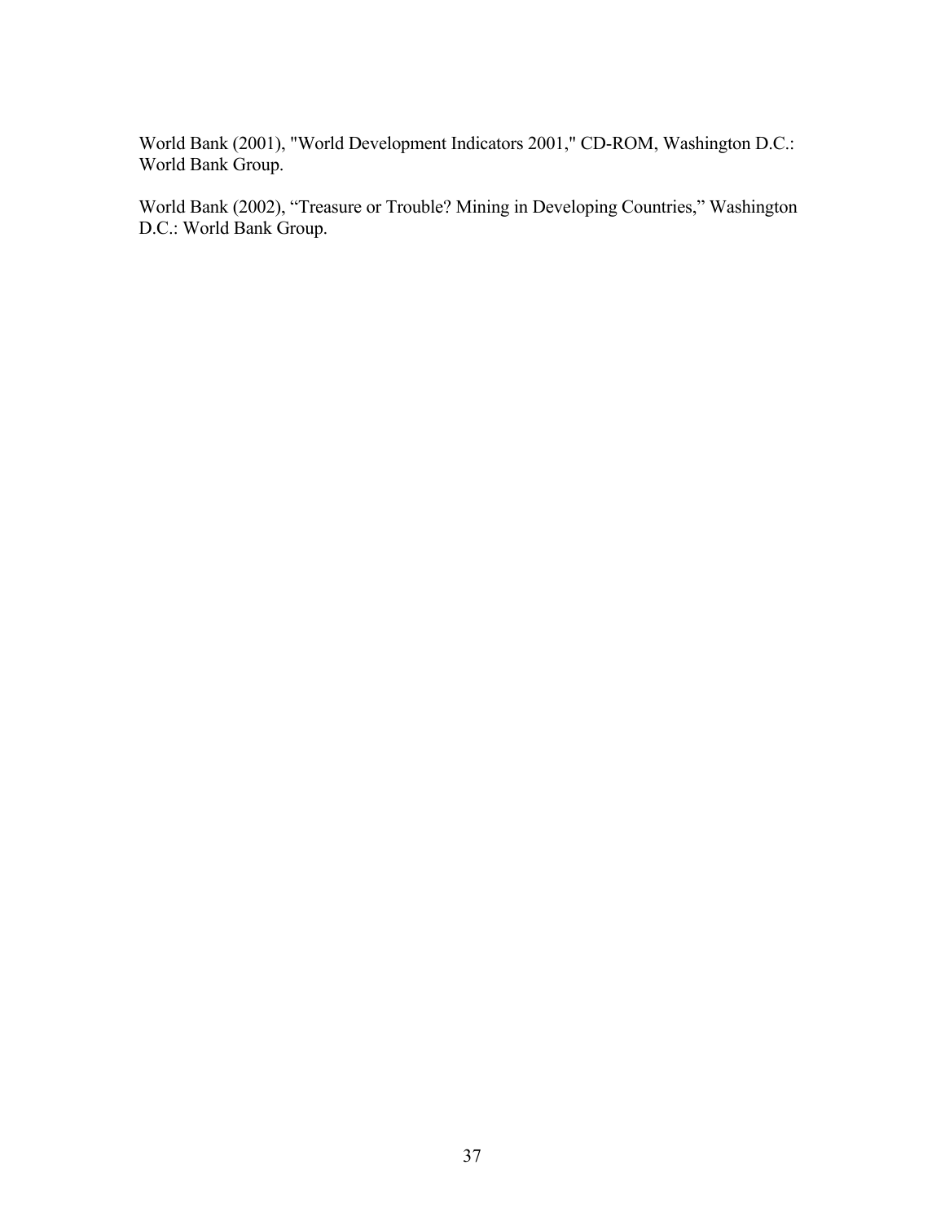World Bank (2001), "World Development Indicators 2001," CD-ROM, Washington D.C.: World Bank Group.

World Bank (2002), “Treasure or Trouble? Mining in Developing Countries,” Washington D.C.: World Bank Group.